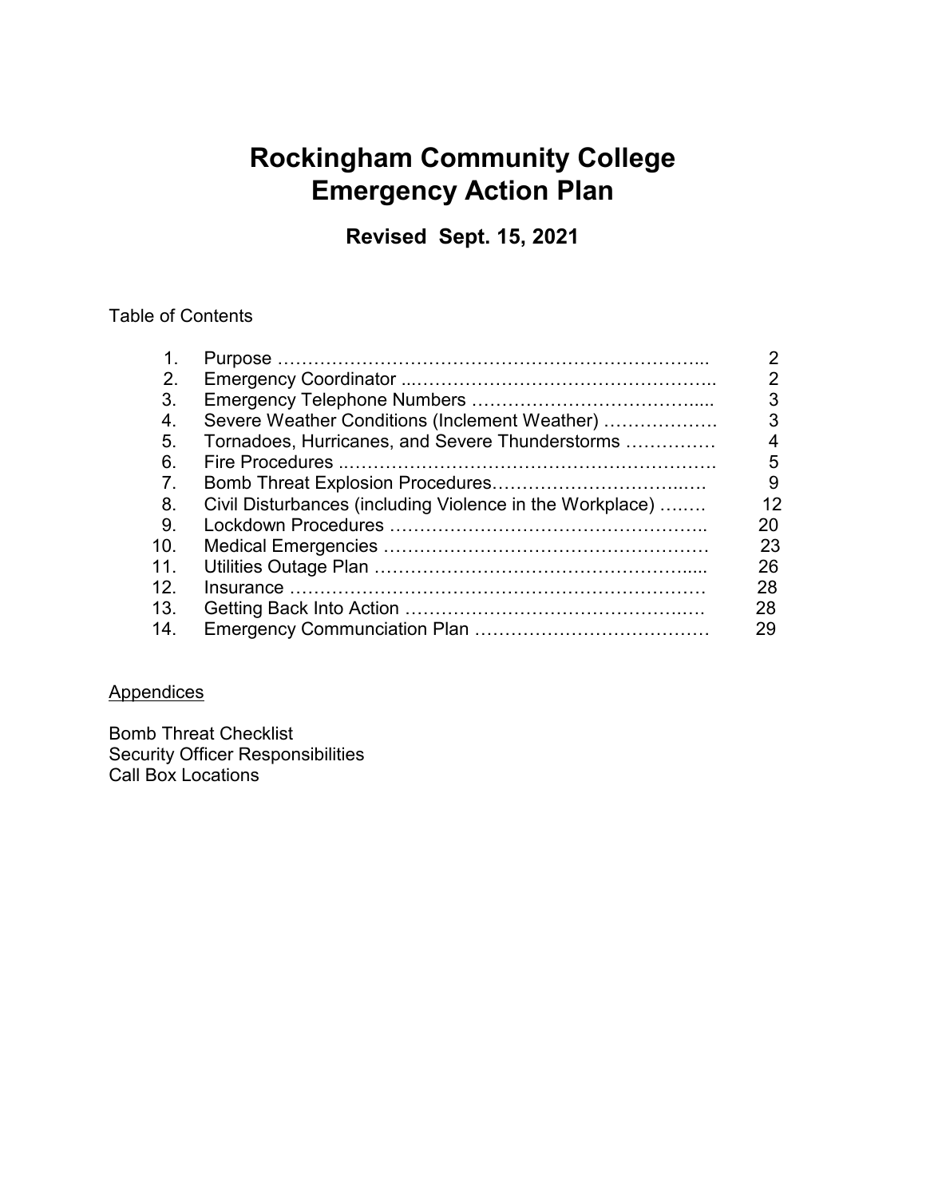# Rockingham Community College
# Emergency Action Plan

## Revised Sept. 15, 2021

Table of Contents

| | | |
|---|---|---|
| 1. | Purpose | 2 |
| 2. | Emergency Coordinator | 2 |
| 3. | Emergency Telephone Numbers | 3 |
| 4. | Severe Weather Conditions (Inclement Weather) | 3 |
| 5. | Tornadoes, Hurricanes, and Severe Thunderstorms | 4 |
| 6. | Fire Procedures | 5 |
| 7. | Bomb Threat Explosion Procedures | 9 |
| 8. | Civil Disturbances (including Violence in the Workplace) | 12 |
| 9. | Lockdown Procedures | 20 |
| 10. | Medical Emergencies | 23 |
| 11. | Utilities Outage Plan | 26 |
| 12. | Insurance | 28 |
| 13. | Getting Back Into Action | 28 |
| 14. | Emergency Communciation Plan | 29 |

<u>Appendices</u>

Bomb Threat Checklist
Security Officer Responsibilities
Call Box Locations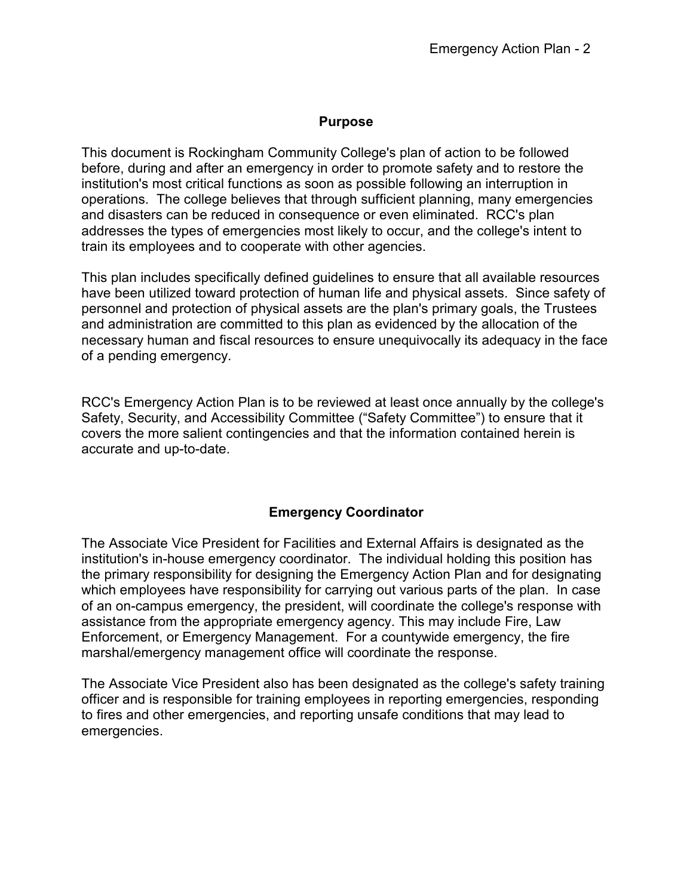## Purpose

This document is Rockingham Community College's plan of action to be followed before, during and after an emergency in order to promote safety and to restore the institution's most critical functions as soon as possible following an interruption in operations. The college believes that through sufficient planning, many emergencies and disasters can be reduced in consequence or even eliminated. RCC's plan addresses the types of emergencies most likely to occur, and the college's intent to train its employees and to cooperate with other agencies.

This plan includes specifically defined guidelines to ensure that all available resources have been utilized toward protection of human life and physical assets. Since safety of personnel and protection of physical assets are the plan's primary goals, the Trustees and administration are committed to this plan as evidenced by the allocation of the necessary human and fiscal resources to ensure unequivocally its adequacy in the face of a pending emergency.

RCC's Emergency Action Plan is to be reviewed at least once annually by the college's Safety, Security, and Accessibility Committee ("Safety Committee") to ensure that it covers the more salient contingencies and that the information contained herein is accurate and up-to-date.

## Emergency Coordinator

The Associate Vice President for Facilities and External Affairs is designated as the institution's in-house emergency coordinator. The individual holding this position has the primary responsibility for designing the Emergency Action Plan and for designating which employees have responsibility for carrying out various parts of the plan. In case of an on-campus emergency, the president, will coordinate the college's response with assistance from the appropriate emergency agency. This may include Fire, Law Enforcement, or Emergency Management. For a countywide emergency, the fire marshal/emergency management office will coordinate the response.

The Associate Vice President also has been designated as the college's safety training officer and is responsible for training employees in reporting emergencies, responding to fires and other emergencies, and reporting unsafe conditions that may lead to emergencies.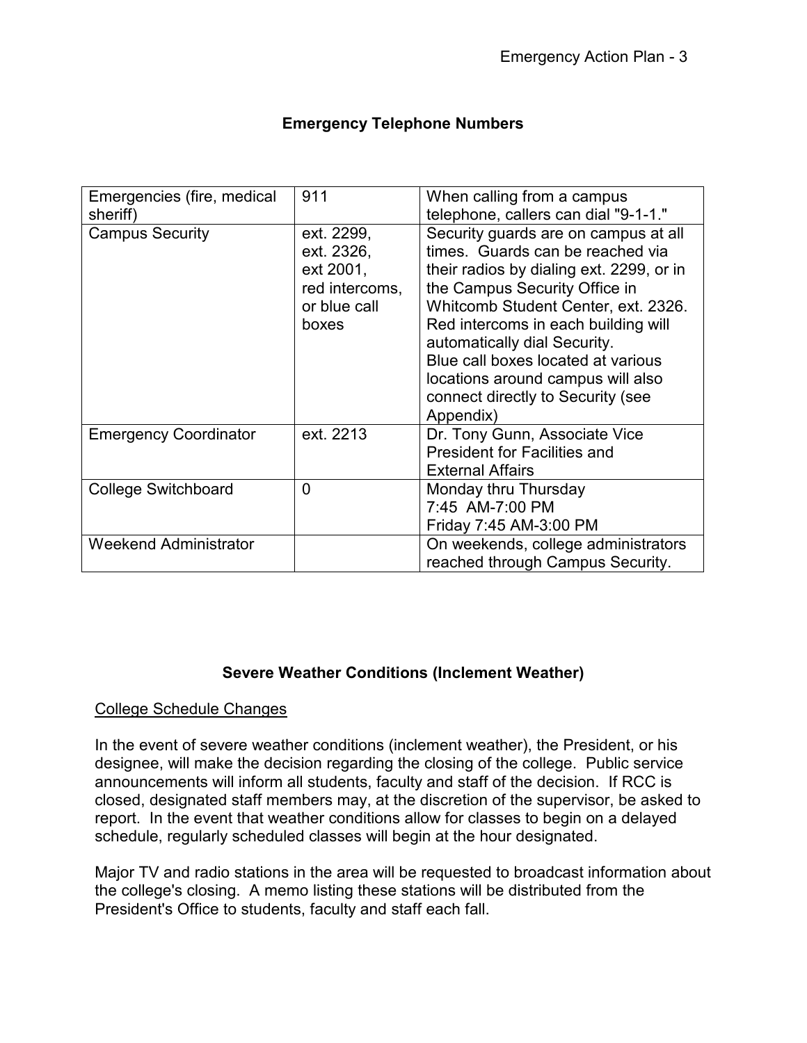## Emergency Telephone Numbers

| | | |
|---|---|---|
| Emergencies (fire, medical sheriff) | 911 | When calling from a campus telephone, callers can dial "9-1-1." |
| Campus Security | ext. 2299, ext. 2326, ext 2001, red intercoms, or blue call boxes | Security guards are on campus at all times. Guards can be reached via their radios by dialing ext. 2299, or in the Campus Security Office in Whitcomb Student Center, ext. 2326. Red intercoms in each building will automatically dial Security. Blue call boxes located at various locations around campus will also connect directly to Security (see Appendix) |
| Emergency Coordinator | ext. 2213 | Dr. Tony Gunn, Associate Vice President for Facilities and External Affairs |
| College Switchboard | 0 | Monday thru Thursday 7:45 AM-7:00 PM Friday 7:45 AM-3:00 PM |
| Weekend Administrator | | On weekends, college administrators reached through Campus Security. |

## Severe Weather Conditions (Inclement Weather)

College Schedule Changes

In the event of severe weather conditions (inclement weather), the President, or his designee, will make the decision regarding the closing of the college. Public service announcements will inform all students, faculty and staff of the decision. If RCC is closed, designated staff members may, at the discretion of the supervisor, be asked to report. In the event that weather conditions allow for classes to begin on a delayed schedule, regularly scheduled classes will begin at the hour designated.

Major TV and radio stations in the area will be requested to broadcast information about the college's closing. A memo listing these stations will be distributed from the President's Office to students, faculty and staff each fall.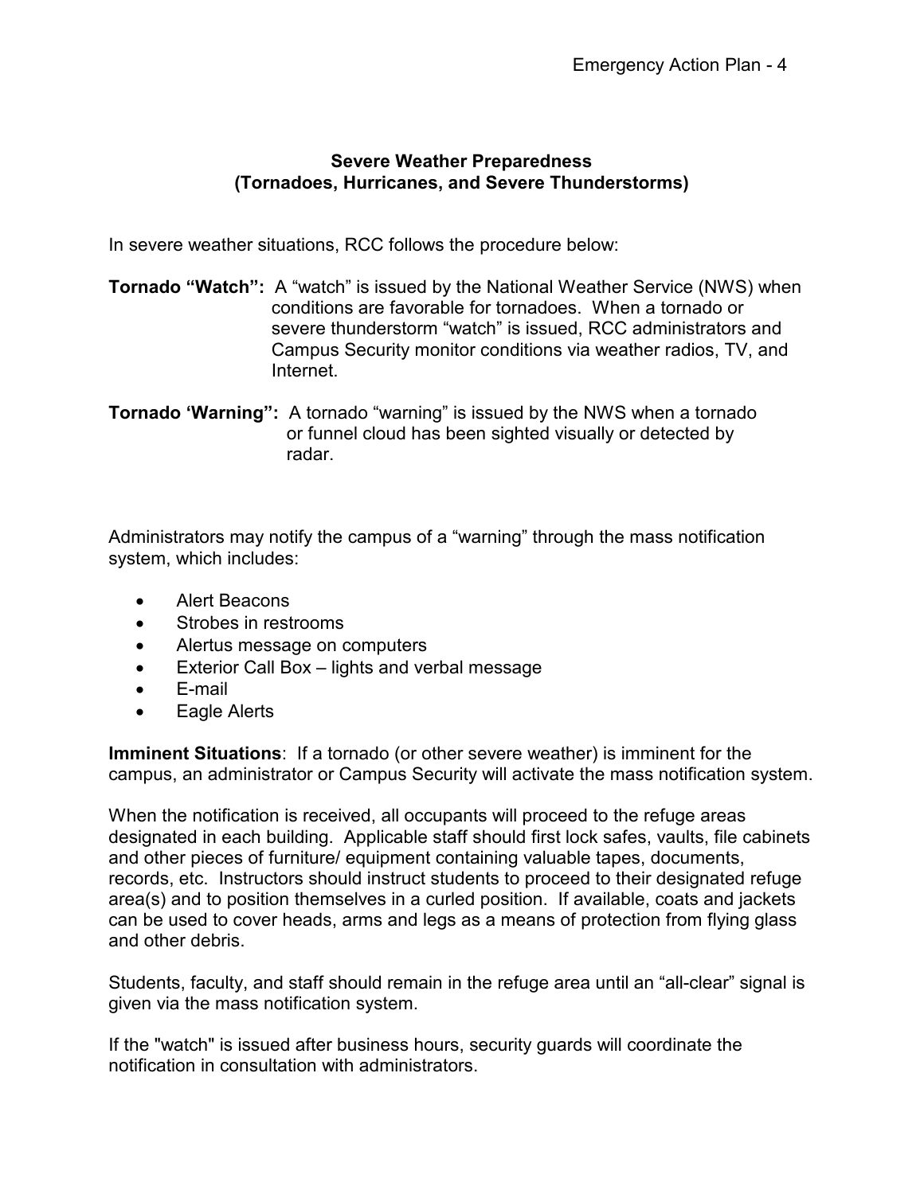## Severe Weather Preparedness
## (Tornadoes, Hurricanes, and Severe Thunderstorms)

In severe weather situations, RCC follows the procedure below:

**Tornado "Watch":** A "watch" is issued by the National Weather Service (NWS) when conditions are favorable for tornadoes. When a tornado or severe thunderstorm "watch" is issued, RCC administrators and Campus Security monitor conditions via weather radios, TV, and Internet.

**Tornado 'Warning":** A tornado "warning" is issued by the NWS when a tornado or funnel cloud has been sighted visually or detected by radar.

Administrators may notify the campus of a "warning" through the mass notification system, which includes:

- Alert Beacons
- Strobes in restrooms
- Alertus message on computers
- Exterior Call Box – lights and verbal message
- E-mail
- Eagle Alerts

**Imminent Situations**: If a tornado (or other severe weather) is imminent for the campus, an administrator or Campus Security will activate the mass notification system.

When the notification is received, all occupants will proceed to the refuge areas designated in each building. Applicable staff should first lock safes, vaults, file cabinets and other pieces of furniture/ equipment containing valuable tapes, documents, records, etc. Instructors should instruct students to proceed to their designated refuge area(s) and to position themselves in a curled position. If available, coats and jackets can be used to cover heads, arms and legs as a means of protection from flying glass and other debris.

Students, faculty, and staff should remain in the refuge area until an "all-clear" signal is given via the mass notification system.

If the "watch" is issued after business hours, security guards will coordinate the notification in consultation with administrators.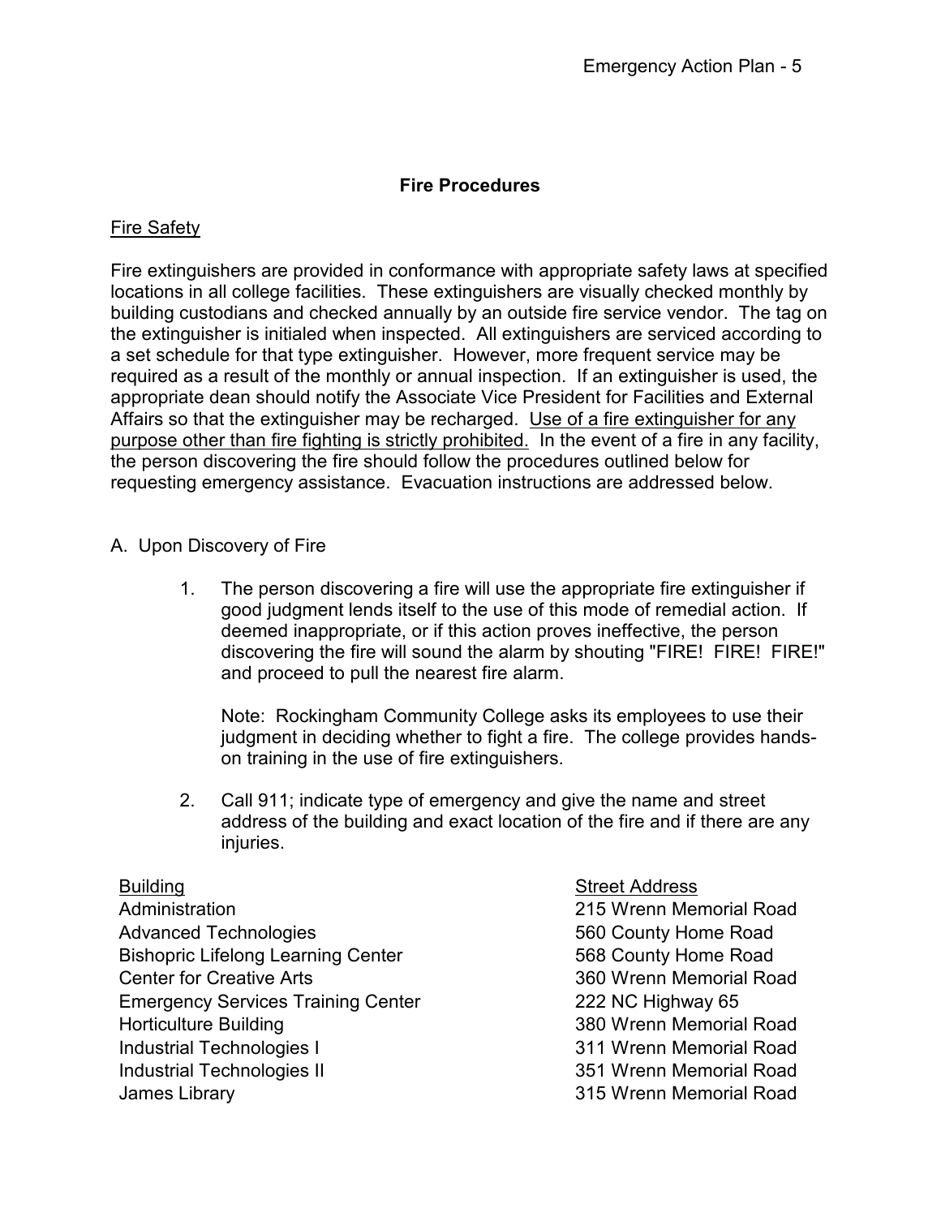## Fire Procedures

<u>Fire Safety</u>

Fire extinguishers are provided in conformance with appropriate safety laws at specified locations in all college facilities. These extinguishers are visually checked monthly by building custodians and checked annually by an outside fire service vendor. The tag on the extinguisher is initialed when inspected. All extinguishers are serviced according to a set schedule for that type extinguisher. However, more frequent service may be required as a result of the monthly or annual inspection. If an extinguisher is used, the appropriate dean should notify the Associate Vice President for Facilities and External Affairs so that the extinguisher may be recharged. <u>Use of a fire extinguisher for any purpose other than fire fighting is strictly prohibited.</u> In the event of a fire in any facility, the person discovering the fire should follow the procedures outlined below for requesting emergency assistance. Evacuation instructions are addressed below.

A. Upon Discovery of Fire

1. The person discovering a fire will use the appropriate fire extinguisher if good judgment lends itself to the use of this mode of remedial action. If deemed inappropriate, or if this action proves ineffective, the person discovering the fire will sound the alarm by shouting "FIRE! FIRE! FIRE!" and proceed to pull the nearest fire alarm.

   Note: Rockingham Community College asks its employees to use their judgment in deciding whether to fight a fire. The college provides hands-on training in the use of fire extinguishers.

2. Call 911; indicate type of emergency and give the name and street address of the building and exact location of the fire and if there are any injuries.

| Building | Street Address |
|---|---|
| Administration | 215 Wrenn Memorial Road |
| Advanced Technologies | 560 County Home Road |
| Bishopric Lifelong Learning Center | 568 County Home Road |
| Center for Creative Arts | 360 Wrenn Memorial Road |
| Emergency Services Training Center | 222 NC Highway 65 |
| Horticulture Building | 380 Wrenn Memorial Road |
| Industrial Technologies I | 311 Wrenn Memorial Road |
| Industrial Technologies II | 351 Wrenn Memorial Road |
| James Library | 315 Wrenn Memorial Road |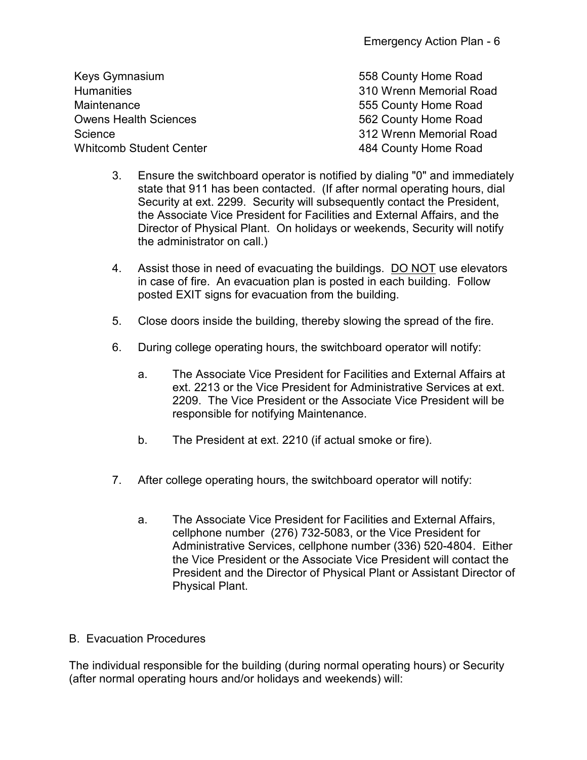| | |
|---|---|
| Keys Gymnasium | 558 County Home Road |
| Humanities | 310 Wrenn Memorial Road |
| Maintenance | 555 County Home Road |
| Owens Health Sciences | 562 County Home Road |
| Science | 312 Wrenn Memorial Road |
| Whitcomb Student Center | 484 County Home Road |

3. Ensure the switchboard operator is notified by dialing "0" and immediately state that 911 has been contacted. (If after normal operating hours, dial Security at ext. 2299. Security will subsequently contact the President, the Associate Vice President for Facilities and External Affairs, and the Director of Physical Plant. On holidays or weekends, Security will notify the administrator on call.)

4. Assist those in need of evacuating the buildings. <u>DO NOT</u> use elevators in case of fire. An evacuation plan is posted in each building. Follow posted EXIT signs for evacuation from the building.

5. Close doors inside the building, thereby slowing the spread of the fire.

6. During college operating hours, the switchboard operator will notify:

   a. The Associate Vice President for Facilities and External Affairs at ext. 2213 or the Vice President for Administrative Services at ext. 2209. The Vice President or the Associate Vice President will be responsible for notifying Maintenance.

   b. The President at ext. 2210 (if actual smoke or fire).

7. After college operating hours, the switchboard operator will notify:

   a. The Associate Vice President for Facilities and External Affairs, cellphone number (276) 732-5083, or the Vice President for Administrative Services, cellphone number (336) 520-4804. Either the Vice President or the Associate Vice President will contact the President and the Director of Physical Plant or Assistant Director of Physical Plant.

B. Evacuation Procedures

The individual responsible for the building (during normal operating hours) or Security (after normal operating hours and/or holidays and weekends) will: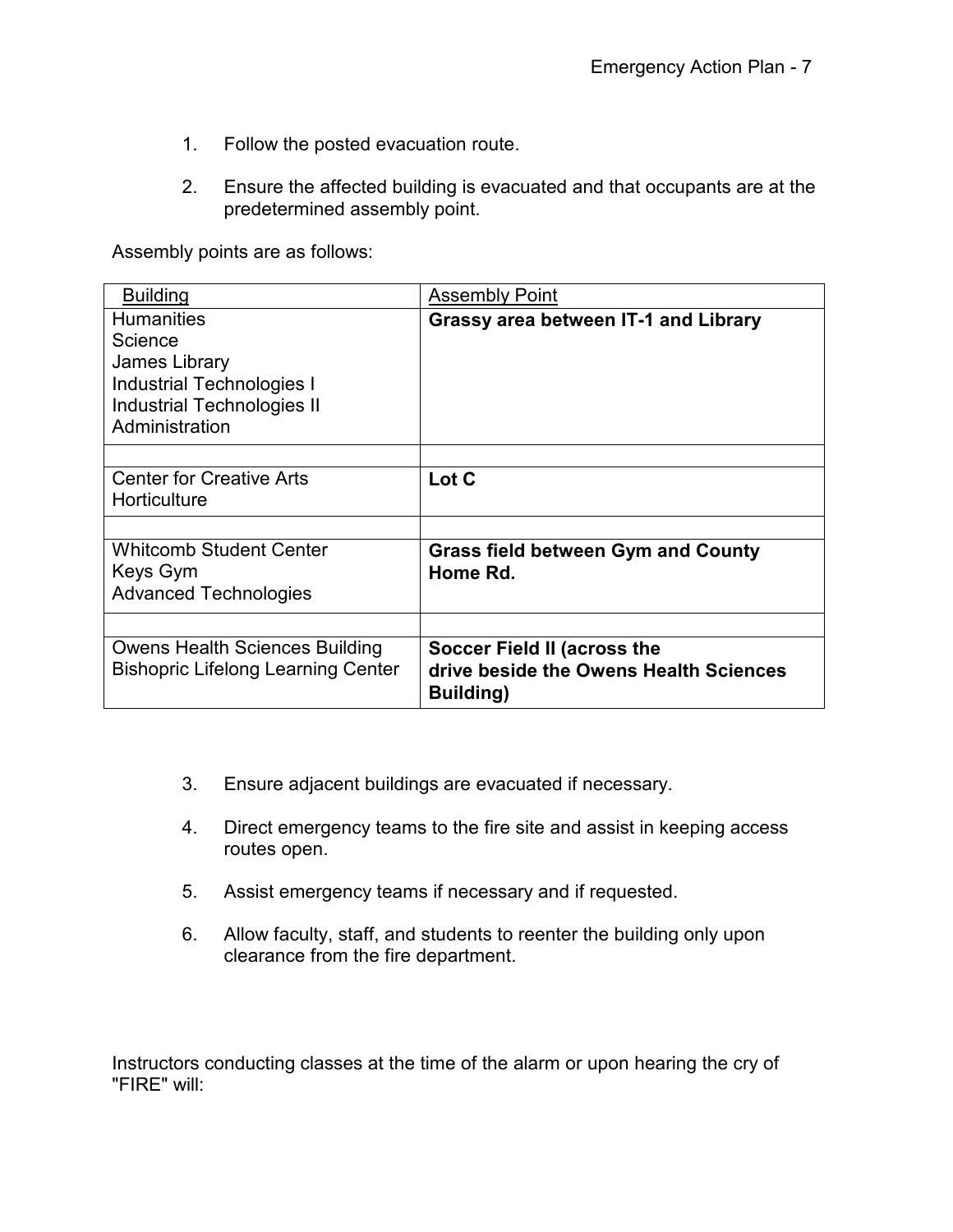1. Follow the posted evacuation route.

2. Ensure the affected building is evacuated and that occupants are at the predetermined assembly point.

Assembly points are as follows:

| Building | Assembly Point |
|---|---|
| Humanities<br>Science<br>James Library<br>Industrial Technologies I<br>Industrial Technologies II<br>Administration | **Grassy area between IT-1 and Library** |
| | |
| Center for Creative Arts<br>Horticulture | **Lot C** |
| | |
| Whitcomb Student Center<br>Keys Gym<br>Advanced Technologies | **Grass field between Gym and County Home Rd.** |
| | |
| Owens Health Sciences Building<br>Bishopric Lifelong Learning Center | **Soccer Field II (across the drive beside the Owens Health Sciences Building)** |

3. Ensure adjacent buildings are evacuated if necessary.

4. Direct emergency teams to the fire site and assist in keeping access routes open.

5. Assist emergency teams if necessary and if requested.

6. Allow faculty, staff, and students to reenter the building only upon clearance from the fire department.

Instructors conducting classes at the time of the alarm or upon hearing the cry of "FIRE" will: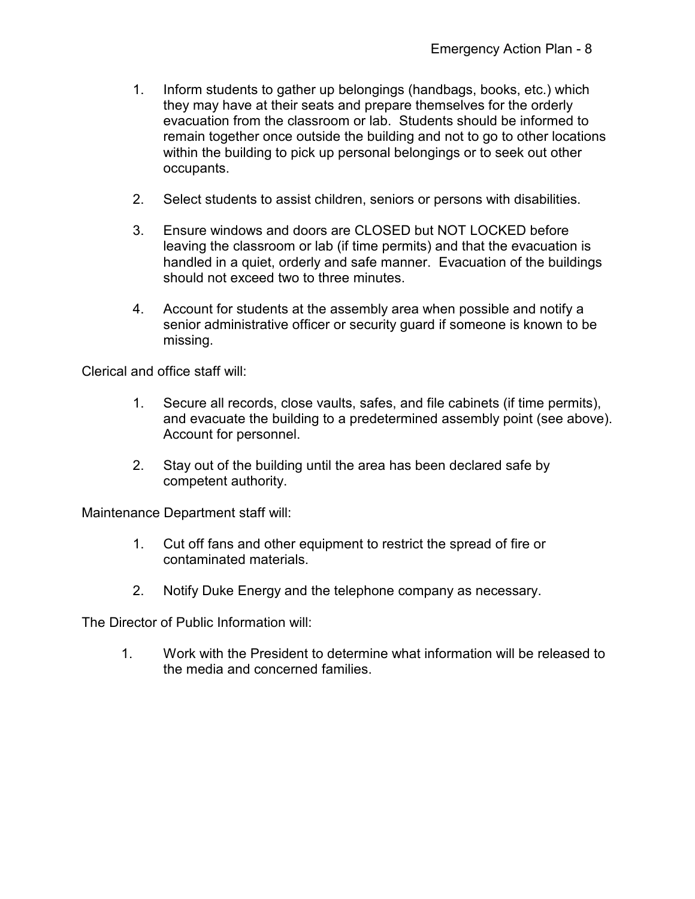1. Inform students to gather up belongings (handbags, books, etc.) which they may have at their seats and prepare themselves for the orderly evacuation from the classroom or lab. Students should be informed to remain together once outside the building and not to go to other locations within the building to pick up personal belongings or to seek out other occupants.

2. Select students to assist children, seniors or persons with disabilities.

3. Ensure windows and doors are CLOSED but NOT LOCKED before leaving the classroom or lab (if time permits) and that the evacuation is handled in a quiet, orderly and safe manner. Evacuation of the buildings should not exceed two to three minutes.

4. Account for students at the assembly area when possible and notify a senior administrative officer or security guard if someone is known to be missing.

Clerical and office staff will:

1. Secure all records, close vaults, safes, and file cabinets (if time permits), and evacuate the building to a predetermined assembly point (see above). Account for personnel.

2. Stay out of the building until the area has been declared safe by competent authority.

Maintenance Department staff will:

1. Cut off fans and other equipment to restrict the spread of fire or contaminated materials.

2. Notify Duke Energy and the telephone company as necessary.

The Director of Public Information will:

1. Work with the President to determine what information will be released to the media and concerned families.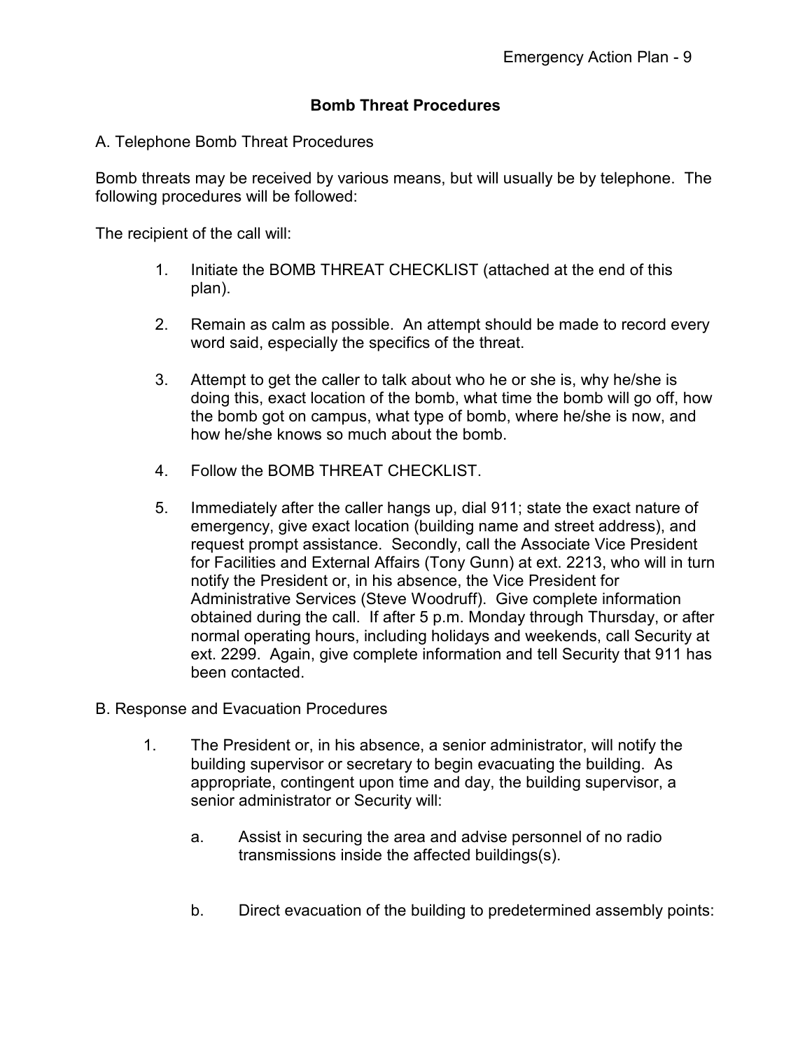## Bomb Threat Procedures

A. Telephone Bomb Threat Procedures

Bomb threats may be received by various means, but will usually be by telephone. The following procedures will be followed:

The recipient of the call will:

1. Initiate the BOMB THREAT CHECKLIST (attached at the end of this plan).

2. Remain as calm as possible. An attempt should be made to record every word said, especially the specifics of the threat.

3. Attempt to get the caller to talk about who he or she is, why he/she is doing this, exact location of the bomb, what time the bomb will go off, how the bomb got on campus, what type of bomb, where he/she is now, and how he/she knows so much about the bomb.

4. Follow the BOMB THREAT CHECKLIST.

5. Immediately after the caller hangs up, dial 911; state the exact nature of emergency, give exact location (building name and street address), and request prompt assistance. Secondly, call the Associate Vice President for Facilities and External Affairs (Tony Gunn) at ext. 2213, who will in turn notify the President or, in his absence, the Vice President for Administrative Services (Steve Woodruff). Give complete information obtained during the call. If after 5 p.m. Monday through Thursday, or after normal operating hours, including holidays and weekends, call Security at ext. 2299. Again, give complete information and tell Security that 911 has been contacted.

B. Response and Evacuation Procedures

1. The President or, in his absence, a senior administrator, will notify the building supervisor or secretary to begin evacuating the building. As appropriate, contingent upon time and day, the building supervisor, a senior administrator or Security will:

   a. Assist in securing the area and advise personnel of no radio transmissions inside the affected buildings(s).

   b. Direct evacuation of the building to predetermined assembly points: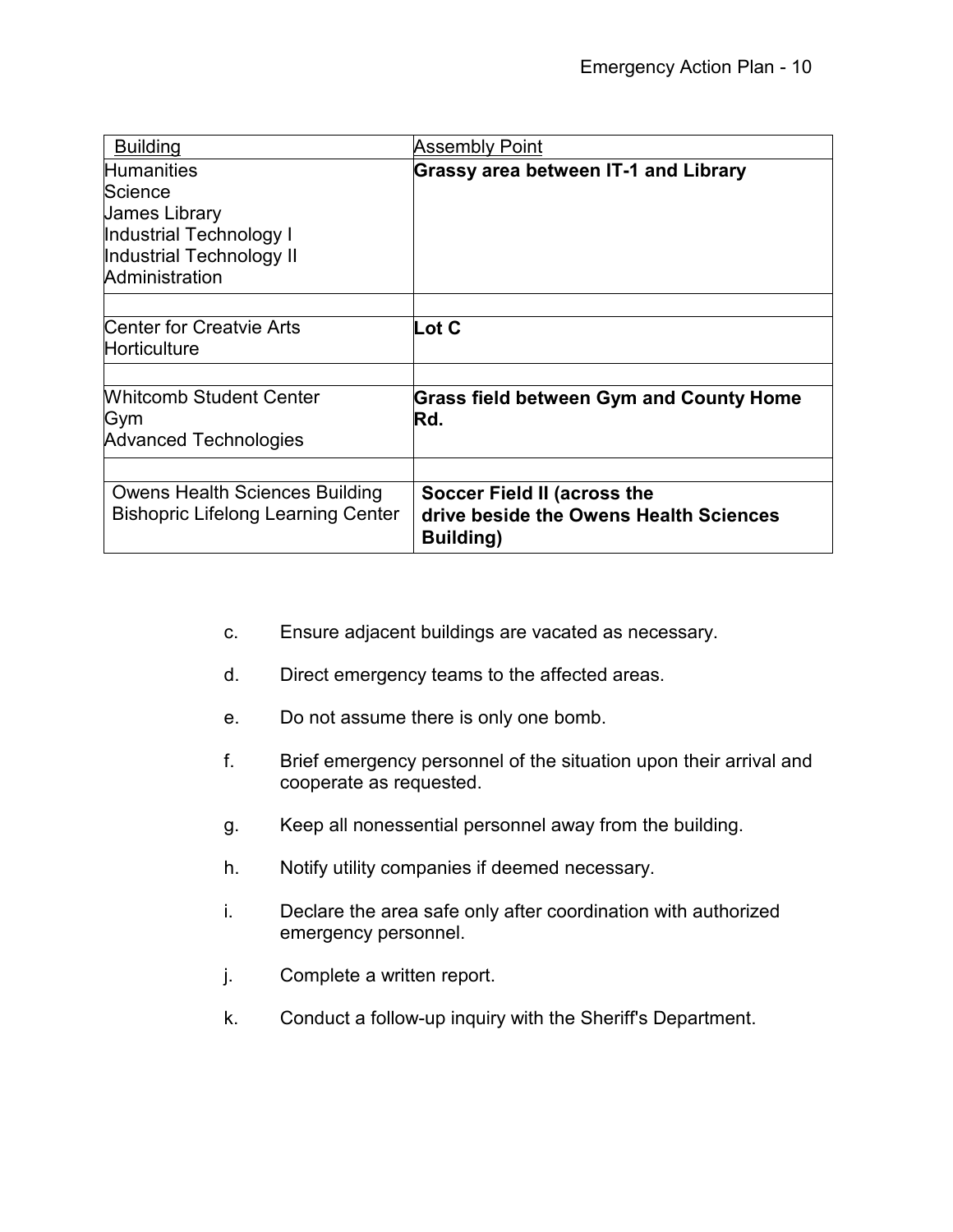| Building | Assembly Point |
|---|---|
| Humanities<br>Science<br>James Library<br>Industrial Technology I<br>Industrial Technology II<br>Administration | **Grassy area between IT-1 and Library** |
| | |
| Center for Creatvie Arts<br>Horticulture | **Lot C** |
| | |
| Whitcomb Student Center<br>Gym<br>Advanced Technologies | **Grass field between Gym and County Home Rd.** |
| | |
| Owens Health Sciences Building<br>Bishopric Lifelong Learning Center | **Soccer Field II (across the drive beside the Owens Health Sciences Building)** |

c. Ensure adjacent buildings are vacated as necessary.

d. Direct emergency teams to the affected areas.

e. Do not assume there is only one bomb.

f. Brief emergency personnel of the situation upon their arrival and cooperate as requested.

g. Keep all nonessential personnel away from the building.

h. Notify utility companies if deemed necessary.

i. Declare the area safe only after coordination with authorized emergency personnel.

j. Complete a written report.

k. Conduct a follow-up inquiry with the Sheriff's Department.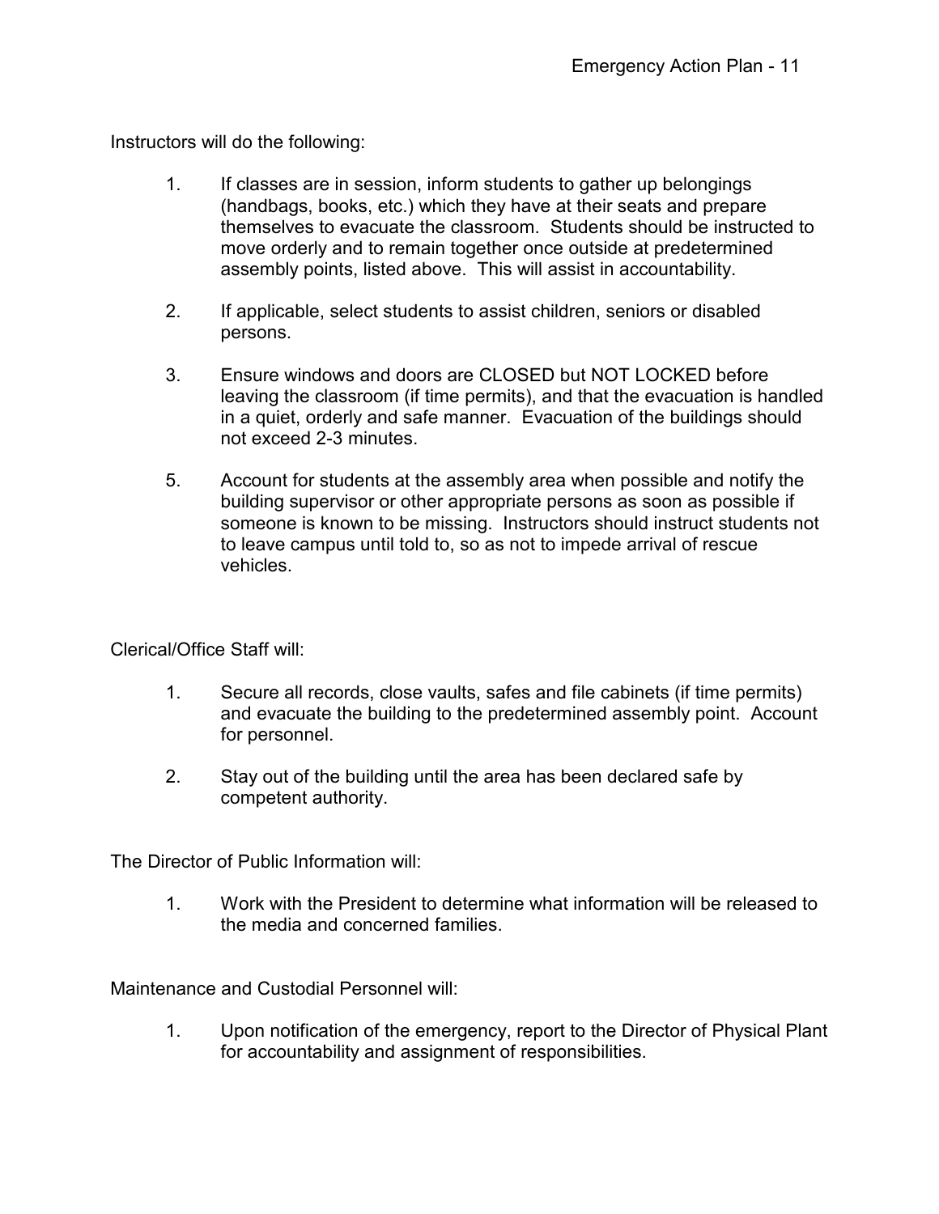Instructors will do the following:

1. If classes are in session, inform students to gather up belongings (handbags, books, etc.) which they have at their seats and prepare themselves to evacuate the classroom. Students should be instructed to move orderly and to remain together once outside at predetermined assembly points, listed above. This will assist in accountability.

2. If applicable, select students to assist children, seniors or disabled persons.

3. Ensure windows and doors are CLOSED but NOT LOCKED before leaving the classroom (if time permits), and that the evacuation is handled in a quiet, orderly and safe manner. Evacuation of the buildings should not exceed 2-3 minutes.

5. Account for students at the assembly area when possible and notify the building supervisor or other appropriate persons as soon as possible if someone is known to be missing. Instructors should instruct students not to leave campus until told to, so as not to impede arrival of rescue vehicles.

Clerical/Office Staff will:

1. Secure all records, close vaults, safes and file cabinets (if time permits) and evacuate the building to the predetermined assembly point. Account for personnel.

2. Stay out of the building until the area has been declared safe by competent authority.

The Director of Public Information will:

1. Work with the President to determine what information will be released to the media and concerned families.

Maintenance and Custodial Personnel will:

1. Upon notification of the emergency, report to the Director of Physical Plant for accountability and assignment of responsibilities.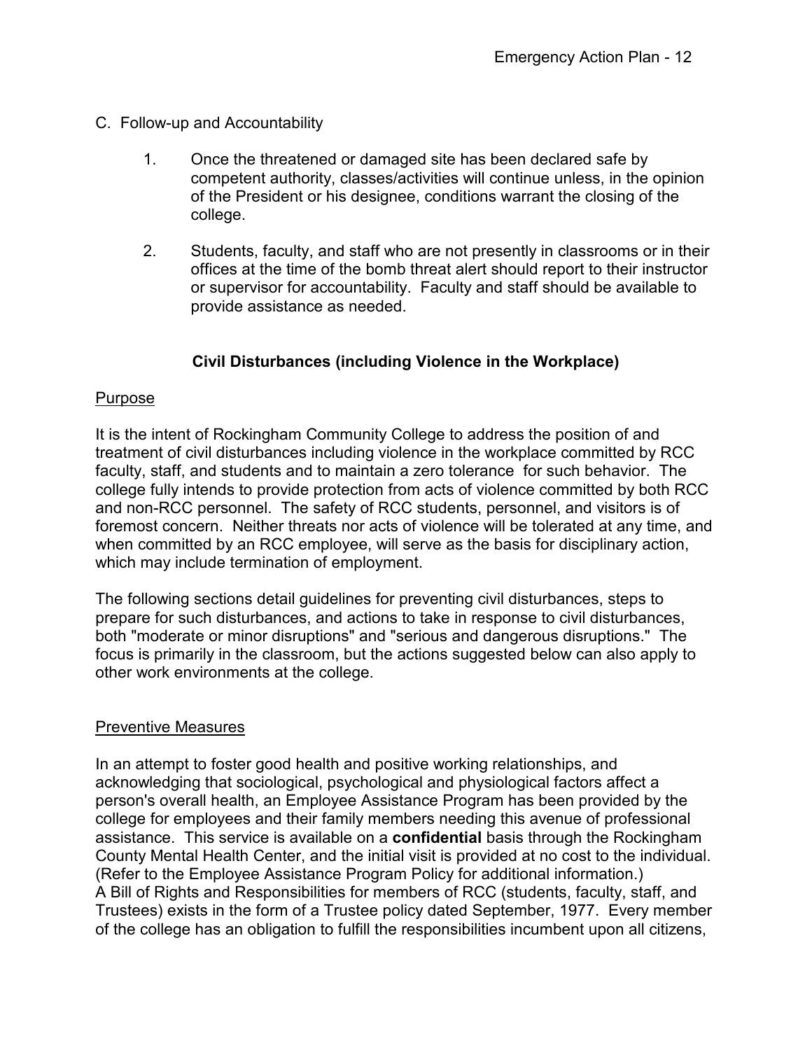C. Follow-up and Accountability

1. Once the threatened or damaged site has been declared safe by competent authority, classes/activities will continue unless, in the opinion of the President or his designee, conditions warrant the closing of the college.

2. Students, faculty, and staff who are not presently in classrooms or in their offices at the time of the bomb threat alert should report to their instructor or supervisor for accountability. Faculty and staff should be available to provide assistance as needed.

## Civil Disturbances (including Violence in the Workplace)

Purpose

It is the intent of Rockingham Community College to address the position of and treatment of civil disturbances including violence in the workplace committed by RCC faculty, staff, and students and to maintain a zero tolerance for such behavior. The college fully intends to provide protection from acts of violence committed by both RCC and non-RCC personnel. The safety of RCC students, personnel, and visitors is of foremost concern. Neither threats nor acts of violence will be tolerated at any time, and when committed by an RCC employee, will serve as the basis for disciplinary action, which may include termination of employment.

The following sections detail guidelines for preventing civil disturbances, steps to prepare for such disturbances, and actions to take in response to civil disturbances, both "moderate or minor disruptions" and "serious and dangerous disruptions." The focus is primarily in the classroom, but the actions suggested below can also apply to other work environments at the college.

Preventive Measures

In an attempt to foster good health and positive working relationships, and acknowledging that sociological, psychological and physiological factors affect a person's overall health, an Employee Assistance Program has been provided by the college for employees and their family members needing this avenue of professional assistance. This service is available on a **confidential** basis through the Rockingham County Mental Health Center, and the initial visit is provided at no cost to the individual. (Refer to the Employee Assistance Program Policy for additional information.)
A Bill of Rights and Responsibilities for members of RCC (students, faculty, staff, and Trustees) exists in the form of a Trustee policy dated September, 1977. Every member of the college has an obligation to fulfill the responsibilities incumbent upon all citizens,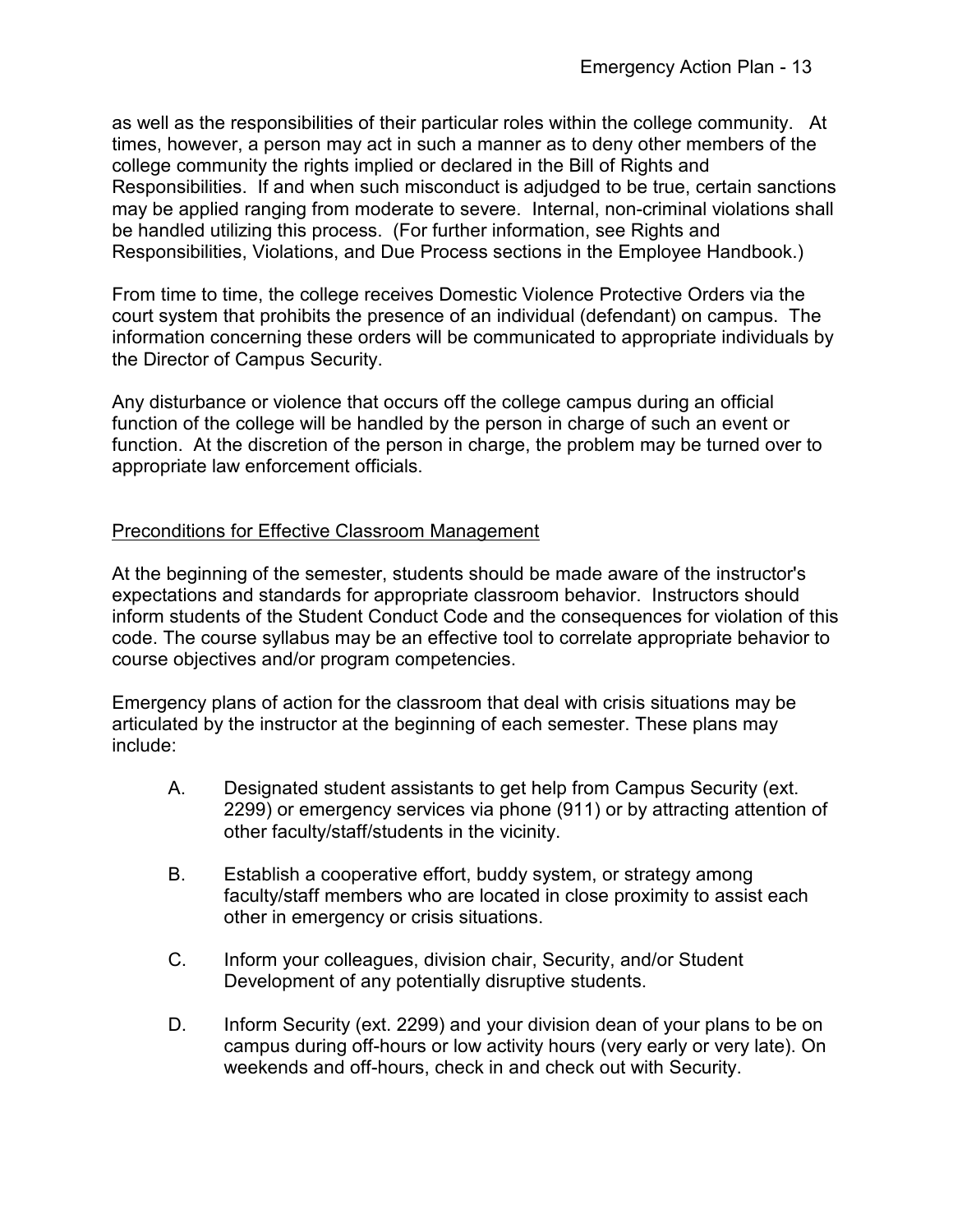as well as the responsibilities of their particular roles within the college community. At times, however, a person may act in such a manner as to deny other members of the college community the rights implied or declared in the Bill of Rights and Responsibilities. If and when such misconduct is adjudged to be true, certain sanctions may be applied ranging from moderate to severe. Internal, non-criminal violations shall be handled utilizing this process. (For further information, see Rights and Responsibilities, Violations, and Due Process sections in the Employee Handbook.)

From time to time, the college receives Domestic Violence Protective Orders via the court system that prohibits the presence of an individual (defendant) on campus. The information concerning these orders will be communicated to appropriate individuals by the Director of Campus Security.

Any disturbance or violence that occurs off the college campus during an official function of the college will be handled by the person in charge of such an event or function. At the discretion of the person in charge, the problem may be turned over to appropriate law enforcement officials.

## Preconditions for Effective Classroom Management

At the beginning of the semester, students should be made aware of the instructor's expectations and standards for appropriate classroom behavior. Instructors should inform students of the Student Conduct Code and the consequences for violation of this code. The course syllabus may be an effective tool to correlate appropriate behavior to course objectives and/or program competencies.

Emergency plans of action for the classroom that deal with crisis situations may be articulated by the instructor at the beginning of each semester. These plans may include:

A. Designated student assistants to get help from Campus Security (ext. 2299) or emergency services via phone (911) or by attracting attention of other faculty/staff/students in the vicinity.

B. Establish a cooperative effort, buddy system, or strategy among faculty/staff members who are located in close proximity to assist each other in emergency or crisis situations.

C. Inform your colleagues, division chair, Security, and/or Student Development of any potentially disruptive students.

D. Inform Security (ext. 2299) and your division dean of your plans to be on campus during off-hours or low activity hours (very early or very late). On weekends and off-hours, check in and check out with Security.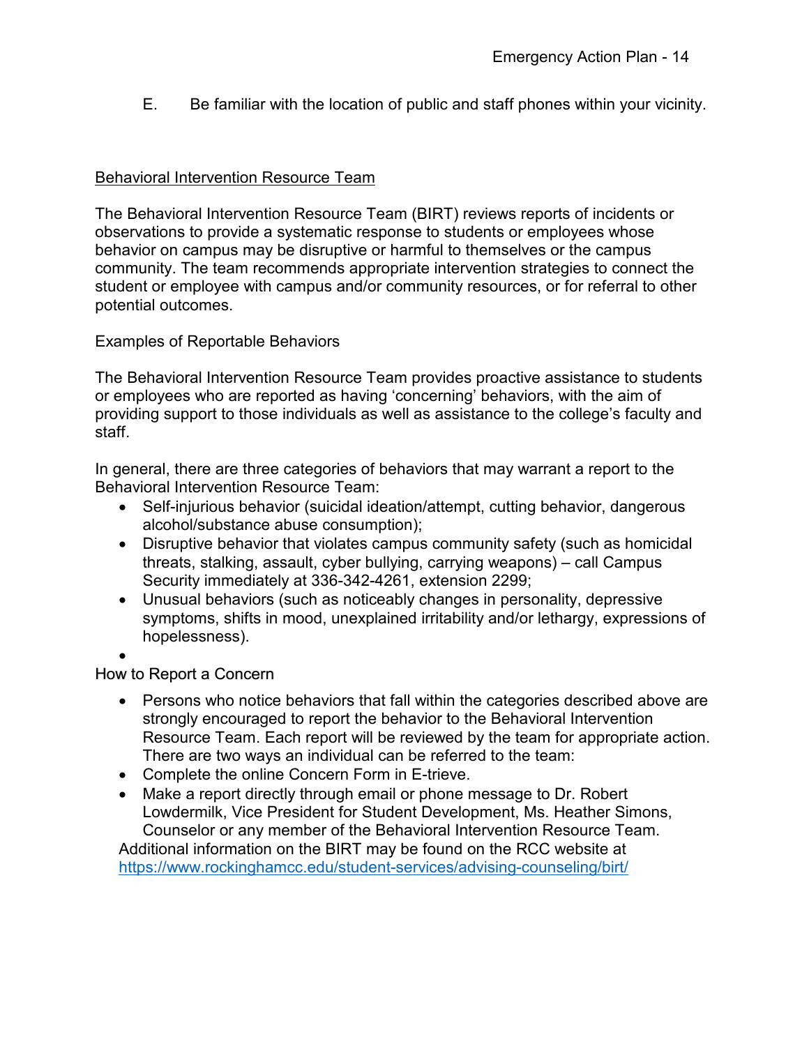E. Be familiar with the location of public and staff phones within your vicinity.

## Behavioral Intervention Resource Team

The Behavioral Intervention Resource Team (BIRT) reviews reports of incidents or observations to provide a systematic response to students or employees whose behavior on campus may be disruptive or harmful to themselves or the campus community. The team recommends appropriate intervention strategies to connect the student or employee with campus and/or community resources, or for referral to other potential outcomes.

### Examples of Reportable Behaviors

The Behavioral Intervention Resource Team provides proactive assistance to students or employees who are reported as having 'concerning' behaviors, with the aim of providing support to those individuals as well as assistance to the college's faculty and staff.

In general, there are three categories of behaviors that may warrant a report to the Behavioral Intervention Resource Team:

- Self-injurious behavior (suicidal ideation/attempt, cutting behavior, dangerous alcohol/substance abuse consumption);
- Disruptive behavior that violates campus community safety (such as homicidal threats, stalking, assault, cyber bullying, carrying weapons) – call Campus Security immediately at 336-342-4261, extension 2299;
- Unusual behaviors (such as noticeably changes in personality, depressive symptoms, shifts in mood, unexplained irritability and/or lethargy, expressions of hopelessness).

### How to Report a Concern

- Persons who notice behaviors that fall within the categories described above are strongly encouraged to report the behavior to the Behavioral Intervention Resource Team. Each report will be reviewed by the team for appropriate action. There are two ways an individual can be referred to the team:
- Complete the online Concern Form in E-trieve.
- Make a report directly through email or phone message to Dr. Robert Lowdermilk, Vice President for Student Development, Ms. Heather Simons, Counselor or any member of the Behavioral Intervention Resource Team.

Additional information on the BIRT may be found on the RCC website at https://www.rockinghamcc.edu/student-services/advising-counseling/birt/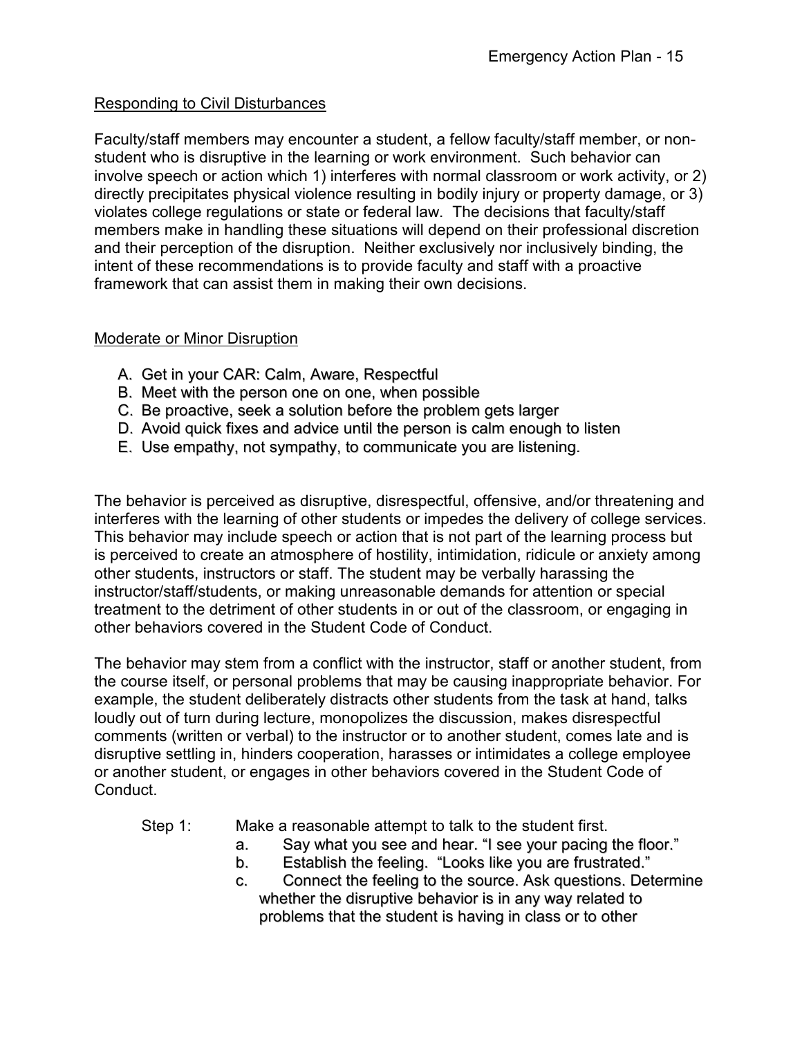Responding to Civil Disturbances

Faculty/staff members may encounter a student, a fellow faculty/staff member, or non-student who is disruptive in the learning or work environment. Such behavior can involve speech or action which 1) interferes with normal classroom or work activity, or 2) directly precipitates physical violence resulting in bodily injury or property damage, or 3) violates college regulations or state or federal law. The decisions that faculty/staff members make in handling these situations will depend on their professional discretion and their perception of the disruption. Neither exclusively nor inclusively binding, the intent of these recommendations is to provide faculty and staff with a proactive framework that can assist them in making their own decisions.

Moderate or Minor Disruption

A. Get in your CAR: Calm, Aware, Respectful
B. Meet with the person one on one, when possible
C. Be proactive, seek a solution before the problem gets larger
D. Avoid quick fixes and advice until the person is calm enough to listen
E. Use empathy, not sympathy, to communicate you are listening.

The behavior is perceived as disruptive, disrespectful, offensive, and/or threatening and interferes with the learning of other students or impedes the delivery of college services. This behavior may include speech or action that is not part of the learning process but is perceived to create an atmosphere of hostility, intimidation, ridicule or anxiety among other students, instructors or staff. The student may be verbally harassing the instructor/staff/students, or making unreasonable demands for attention or special treatment to the detriment of other students in or out of the classroom, or engaging in other behaviors covered in the Student Code of Conduct.

The behavior may stem from a conflict with the instructor, staff or another student, from the course itself, or personal problems that may be causing inappropriate behavior. For example, the student deliberately distracts other students from the task at hand, talks loudly out of turn during lecture, monopolizes the discussion, makes disrespectful comments (written or verbal) to the instructor or to another student, comes late and is disruptive settling in, hinders cooperation, harasses or intimidates a college employee or another student, or engages in other behaviors covered in the Student Code of Conduct.

Step 1: Make a reasonable attempt to talk to the student first.

a. Say what you see and hear. “I see your pacing the floor.”
b. Establish the feeling. “Looks like you are frustrated.”
c. Connect the feeling to the source. Ask questions. Determine whether the disruptive behavior is in any way related to problems that the student is having in class or to other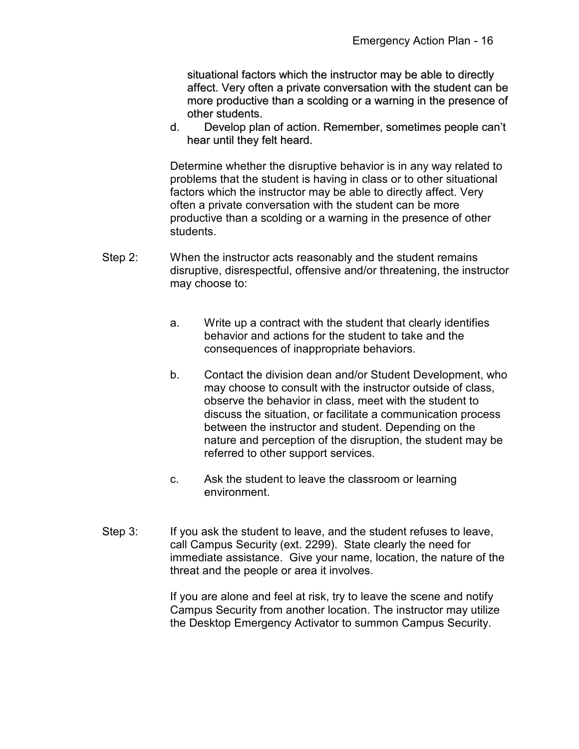situational factors which the instructor may be able to directly affect. Very often a private conversation with the student can be more productive than a scolding or a warning in the presence of other students.

d. Develop plan of action. Remember, sometimes people can't hear until they felt heard.

Determine whether the disruptive behavior is in any way related to problems that the student is having in class or to other situational factors which the instructor may be able to directly affect. Very often a private conversation with the student can be more productive than a scolding or a warning in the presence of other students.

Step 2: When the instructor acts reasonably and the student remains disruptive, disrespectful, offensive and/or threatening, the instructor may choose to:

a. Write up a contract with the student that clearly identifies behavior and actions for the student to take and the consequences of inappropriate behaviors.

b. Contact the division dean and/or Student Development, who may choose to consult with the instructor outside of class, observe the behavior in class, meet with the student to discuss the situation, or facilitate a communication process between the instructor and student. Depending on the nature and perception of the disruption, the student may be referred to other support services.

c. Ask the student to leave the classroom or learning environment.

Step 3: If you ask the student to leave, and the student refuses to leave, call Campus Security (ext. 2299). State clearly the need for immediate assistance. Give your name, location, the nature of the threat and the people or area it involves.

If you are alone and feel at risk, try to leave the scene and notify Campus Security from another location. The instructor may utilize the Desktop Emergency Activator to summon Campus Security.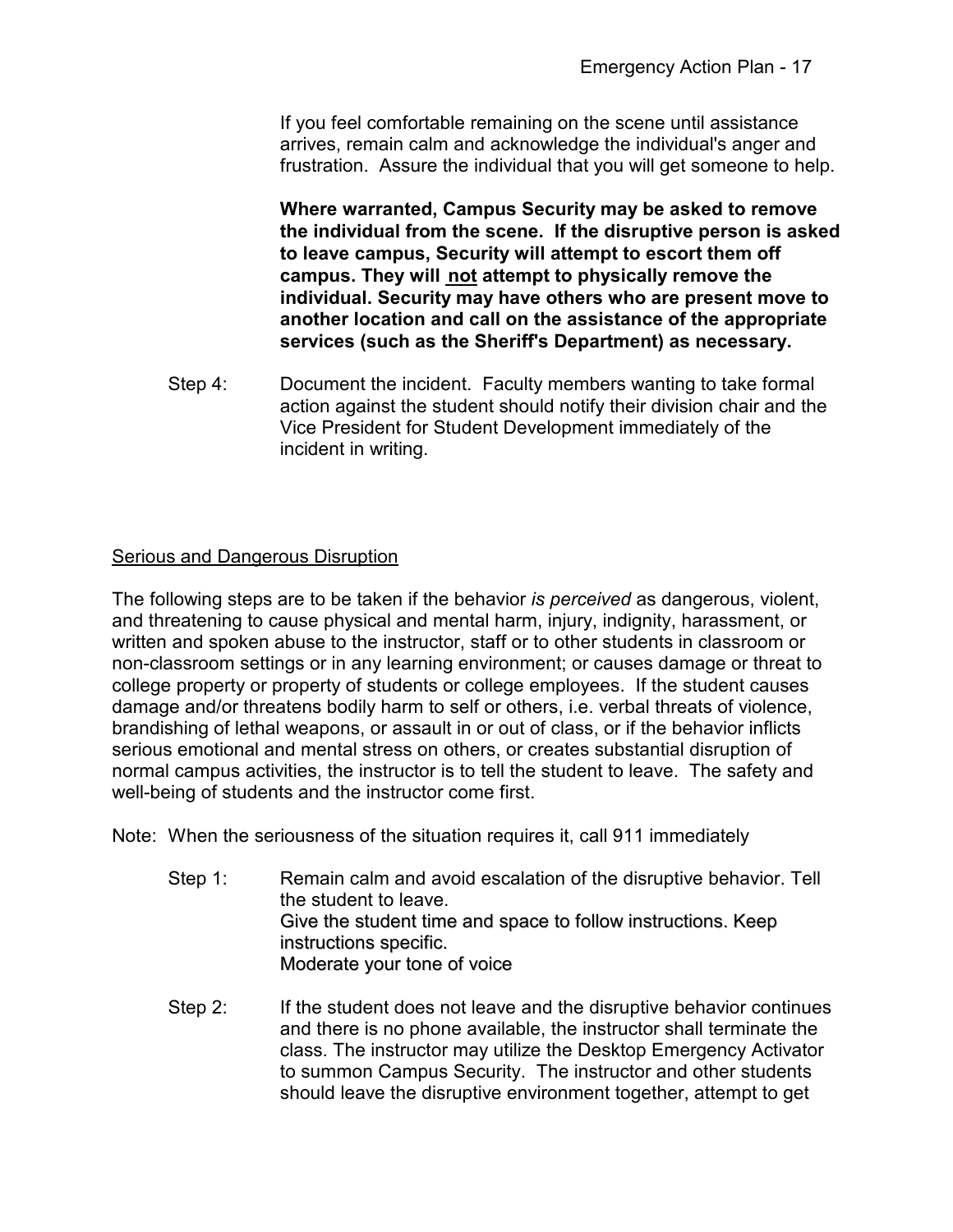If you feel comfortable remaining on the scene until assistance arrives, remain calm and acknowledge the individual's anger and frustration. Assure the individual that you will get someone to help.

**Where warranted, Campus Security may be asked to remove the individual from the scene. If the disruptive person is asked to leave campus, Security will attempt to escort them off campus. They will <u>not</u> attempt to physically remove the individual. Security may have others who are present move to another location and call on the assistance of the appropriate services (such as the Sheriff's Department) as necessary.**

Step 4: Document the incident. Faculty members wanting to take formal action against the student should notify their division chair and the Vice President for Student Development immediately of the incident in writing.

<u>Serious and Dangerous Disruption</u>

The following steps are to be taken if the behavior *is perceived* as dangerous, violent, and threatening to cause physical and mental harm, injury, indignity, harassment, or written and spoken abuse to the instructor, staff or to other students in classroom or non-classroom settings or in any learning environment; or causes damage or threat to college property or property of students or college employees. If the student causes damage and/or threatens bodily harm to self or others, i.e. verbal threats of violence, brandishing of lethal weapons, or assault in or out of class, or if the behavior inflicts serious emotional and mental stress on others, or creates substantial disruption of normal campus activities, the instructor is to tell the student to leave. The safety and well-being of students and the instructor come first.

Note: When the seriousness of the situation requires it, call 911 immediately

Step 1: Remain calm and avoid escalation of the disruptive behavior. Tell the student to leave.
Give the student time and space to follow instructions. Keep instructions specific.
Moderate your tone of voice

Step 2: If the student does not leave and the disruptive behavior continues and there is no phone available, the instructor shall terminate the class. The instructor may utilize the Desktop Emergency Activator to summon Campus Security. The instructor and other students should leave the disruptive environment together, attempt to get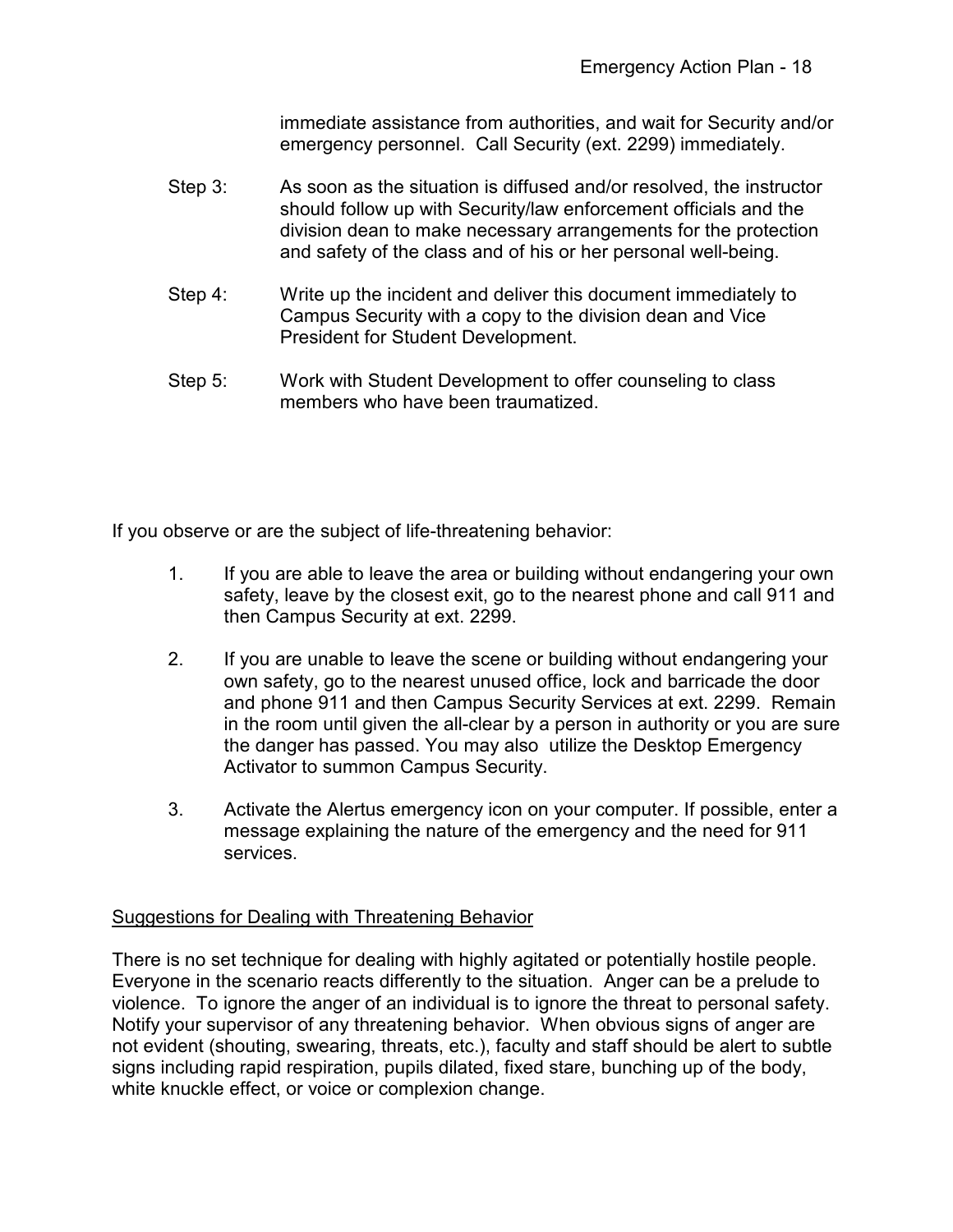immediate assistance from authorities, and wait for Security and/or emergency personnel. Call Security (ext. 2299) immediately.

Step 3: As soon as the situation is diffused and/or resolved, the instructor should follow up with Security/law enforcement officials and the division dean to make necessary arrangements for the protection and safety of the class and of his or her personal well-being.

Step 4: Write up the incident and deliver this document immediately to Campus Security with a copy to the division dean and Vice President for Student Development.

Step 5: Work with Student Development to offer counseling to class members who have been traumatized.

If you observe or are the subject of life-threatening behavior:

1. If you are able to leave the area or building without endangering your own safety, leave by the closest exit, go to the nearest phone and call 911 and then Campus Security at ext. 2299.

2. If you are unable to leave the scene or building without endangering your own safety, go to the nearest unused office, lock and barricade the door and phone 911 and then Campus Security Services at ext. 2299. Remain in the room until given the all-clear by a person in authority or you are sure the danger has passed. You may also utilize the Desktop Emergency Activator to summon Campus Security.

3. Activate the Alertus emergency icon on your computer. If possible, enter a message explaining the nature of the emergency and the need for 911 services.

<u>Suggestions for Dealing with Threatening Behavior</u>

There is no set technique for dealing with highly agitated or potentially hostile people. Everyone in the scenario reacts differently to the situation. Anger can be a prelude to violence. To ignore the anger of an individual is to ignore the threat to personal safety. Notify your supervisor of any threatening behavior. When obvious signs of anger are not evident (shouting, swearing, threats, etc.), faculty and staff should be alert to subtle signs including rapid respiration, pupils dilated, fixed stare, bunching up of the body, white knuckle effect, or voice or complexion change.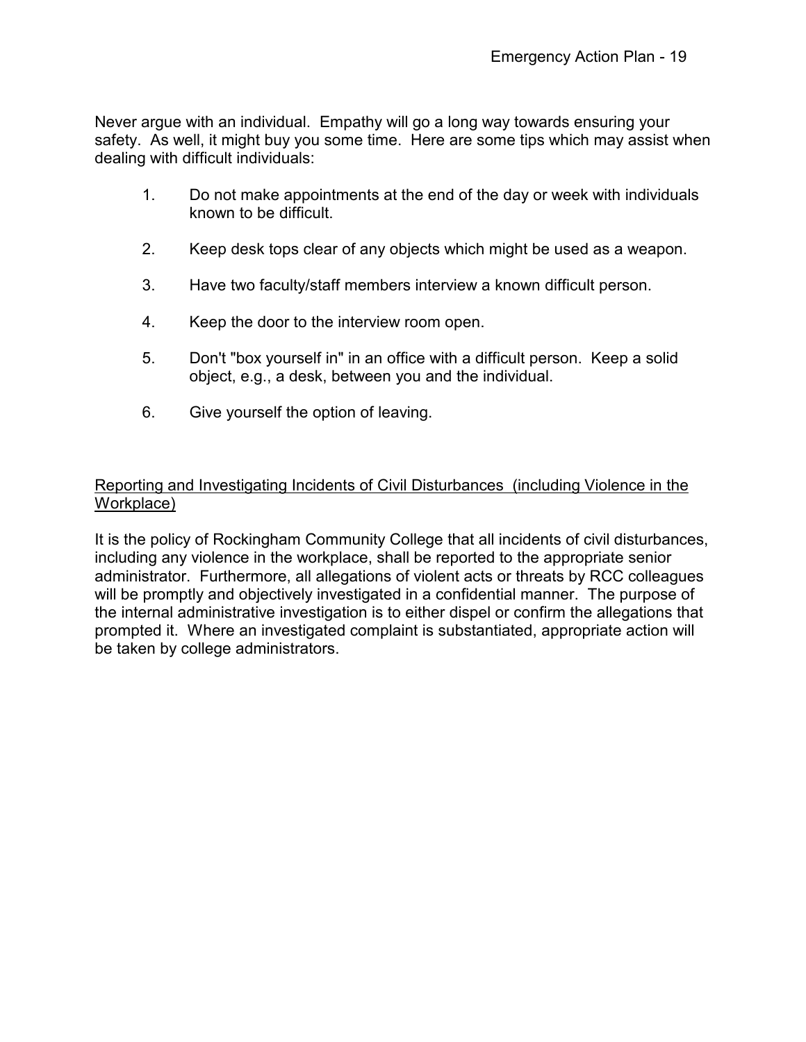Never argue with an individual. Empathy will go a long way towards ensuring your safety. As well, it might buy you some time. Here are some tips which may assist when dealing with difficult individuals:

1. Do not make appointments at the end of the day or week with individuals known to be difficult.

2. Keep desk tops clear of any objects which might be used as a weapon.

3. Have two faculty/staff members interview a known difficult person.

4. Keep the door to the interview room open.

5. Don't "box yourself in" in an office with a difficult person. Keep a solid object, e.g., a desk, between you and the individual.

6. Give yourself the option of leaving.

<u>Reporting and Investigating Incidents of Civil Disturbances (including Violence in the Workplace)</u>

It is the policy of Rockingham Community College that all incidents of civil disturbances, including any violence in the workplace, shall be reported to the appropriate senior administrator. Furthermore, all allegations of violent acts or threats by RCC colleagues will be promptly and objectively investigated in a confidential manner. The purpose of the internal administrative investigation is to either dispel or confirm the allegations that prompted it. Where an investigated complaint is substantiated, appropriate action will be taken by college administrators.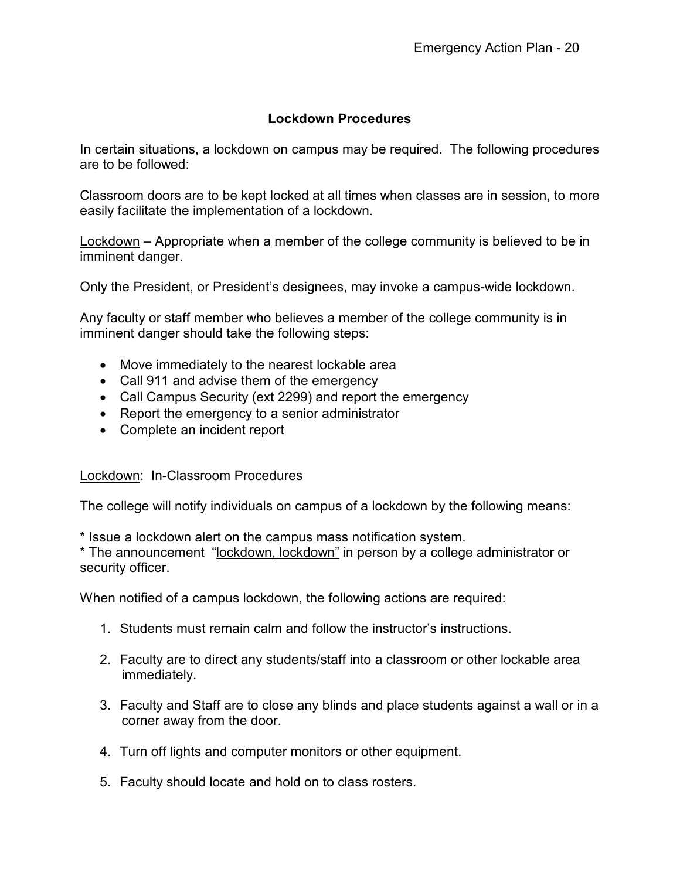## Lockdown Procedures

In certain situations, a lockdown on campus may be required. The following procedures are to be followed:

Classroom doors are to be kept locked at all times when classes are in session, to more easily facilitate the implementation of a lockdown.

<u>Lockdown</u> – Appropriate when a member of the college community is believed to be in imminent danger.

Only the President, or President's designees, may invoke a campus-wide lockdown.

Any faculty or staff member who believes a member of the college community is in imminent danger should take the following steps:

- Move immediately to the nearest lockable area
- Call 911 and advise them of the emergency
- Call Campus Security (ext 2299) and report the emergency
- Report the emergency to a senior administrator
- Complete an incident report

<u>Lockdown</u>: In-Classroom Procedures

The college will notify individuals on campus of a lockdown by the following means:

* Issue a lockdown alert on the campus mass notification system.
* The announcement <u>"lockdown, lockdown"</u> in person by a college administrator or security officer.

When notified of a campus lockdown, the following actions are required:

1. Students must remain calm and follow the instructor's instructions.
2. Faculty are to direct any students/staff into a classroom or other lockable area immediately.
3. Faculty and Staff are to close any blinds and place students against a wall or in a corner away from the door.
4. Turn off lights and computer monitors or other equipment.
5. Faculty should locate and hold on to class rosters.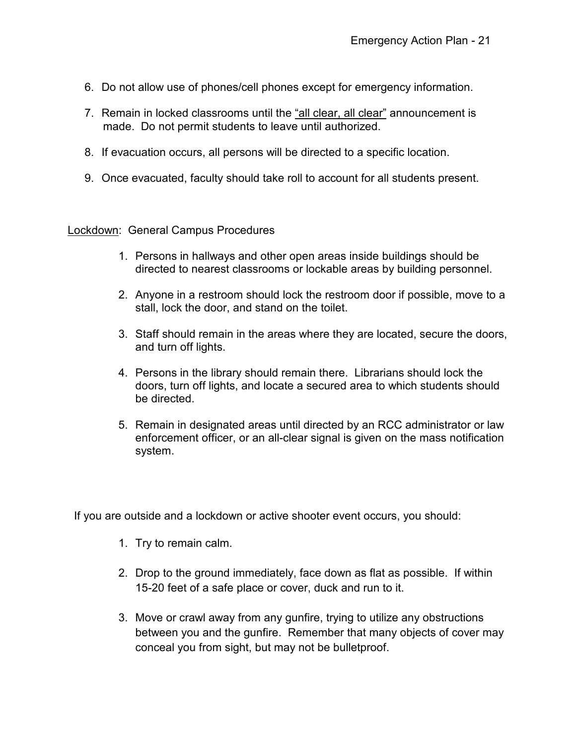6. Do not allow use of phones/cell phones except for emergency information.

7. Remain in locked classrooms until the <u>"all clear, all clear"</u> announcement is made. Do not permit students to leave until authorized.

8. If evacuation occurs, all persons will be directed to a specific location.

9. Once evacuated, faculty should take roll to account for all students present.

<u>Lockdown</u>: General Campus Procedures

1. Persons in hallways and other open areas inside buildings should be directed to nearest classrooms or lockable areas by building personnel.

2. Anyone in a restroom should lock the restroom door if possible, move to a stall, lock the door, and stand on the toilet.

3. Staff should remain in the areas where they are located, secure the doors, and turn off lights.

4. Persons in the library should remain there. Librarians should lock the doors, turn off lights, and locate a secured area to which students should be directed.

5. Remain in designated areas until directed by an RCC administrator or law enforcement officer, or an all-clear signal is given on the mass notification system.

If you are outside and a lockdown or active shooter event occurs, you should:

1. Try to remain calm.

2. Drop to the ground immediately, face down as flat as possible. If within 15-20 feet of a safe place or cover, duck and run to it.

3. Move or crawl away from any gunfire, trying to utilize any obstructions between you and the gunfire. Remember that many objects of cover may conceal you from sight, but may not be bulletproof.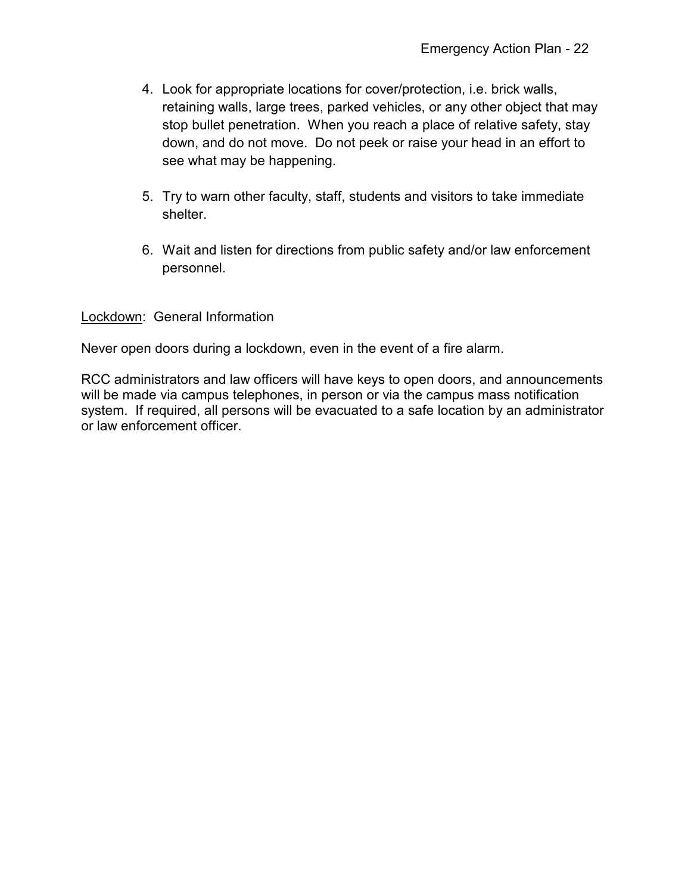4. Look for appropriate locations for cover/protection, i.e. brick walls, retaining walls, large trees, parked vehicles, or any other object that may stop bullet penetration. When you reach a place of relative safety, stay down, and do not move. Do not peek or raise your head in an effort to see what may be happening.

5. Try to warn other faculty, staff, students and visitors to take immediate shelter.

6. Wait and listen for directions from public safety and/or law enforcement personnel.

<u>Lockdown</u>: General Information

Never open doors during a lockdown, even in the event of a fire alarm.

RCC administrators and law officers will have keys to open doors, and announcements will be made via campus telephones, in person or via the campus mass notification system. If required, all persons will be evacuated to a safe location by an administrator or law enforcement officer.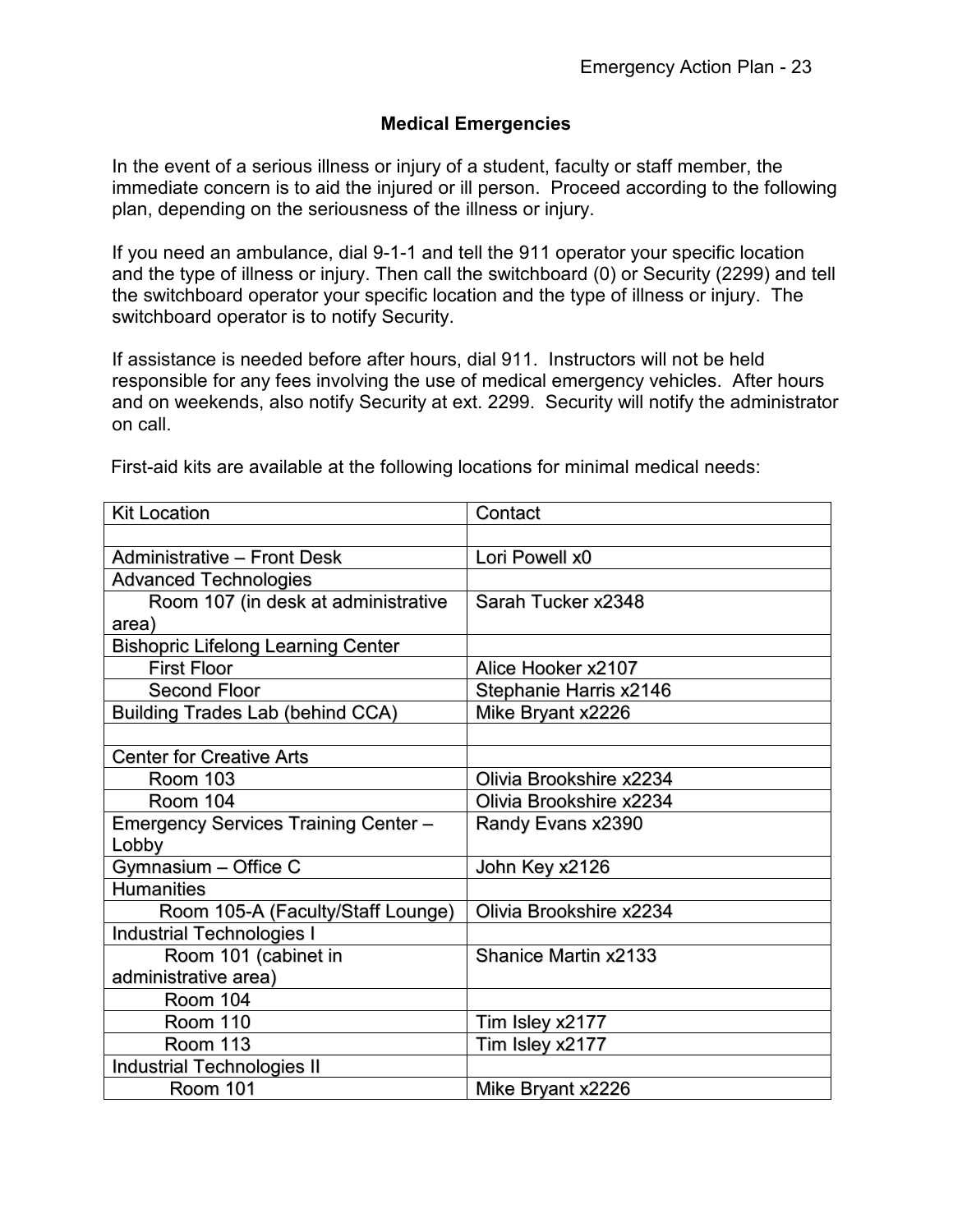## Medical Emergencies

In the event of a serious illness or injury of a student, faculty or staff member, the immediate concern is to aid the injured or ill person. Proceed according to the following plan, depending on the seriousness of the illness or injury.

If you need an ambulance, dial 9-1-1 and tell the 911 operator your specific location and the type of illness or injury. Then call the switchboard (0) or Security (2299) and tell the switchboard operator your specific location and the type of illness or injury. The switchboard operator is to notify Security.

If assistance is needed before after hours, dial 911. Instructors will not be held responsible for any fees involving the use of medical emergency vehicles. After hours and on weekends, also notify Security at ext. 2299. Security will notify the administrator on call.

First-aid kits are available at the following locations for minimal medical needs:

| Kit Location | Contact |
|---|---|
| | |
| Administrative – Front Desk | Lori Powell x0 |
| Advanced Technologies | |
| Room 107 (in desk at administrative area) | Sarah Tucker x2348 |
| Bishopric Lifelong Learning Center | |
| First Floor | Alice Hooker x2107 |
| Second Floor | Stephanie Harris x2146 |
| Building Trades Lab (behind CCA) | Mike Bryant x2226 |
| | |
| Center for Creative Arts | |
| Room 103 | Olivia Brookshire x2234 |
| Room 104 | Olivia Brookshire x2234 |
| Emergency Services Training Center – Lobby | Randy Evans x2390 |
| Gymnasium – Office C | John Key x2126 |
| Humanities | |
| Room 105-A (Faculty/Staff Lounge) | Olivia Brookshire x2234 |
| Industrial Technologies I | |
| Room 101 (cabinet in administrative area) | Shanice Martin x2133 |
| Room 104 | |
| Room 110 | Tim Isley x2177 |
| Room 113 | Tim Isley x2177 |
| Industrial Technologies II | |
| Room 101 | Mike Bryant x2226 |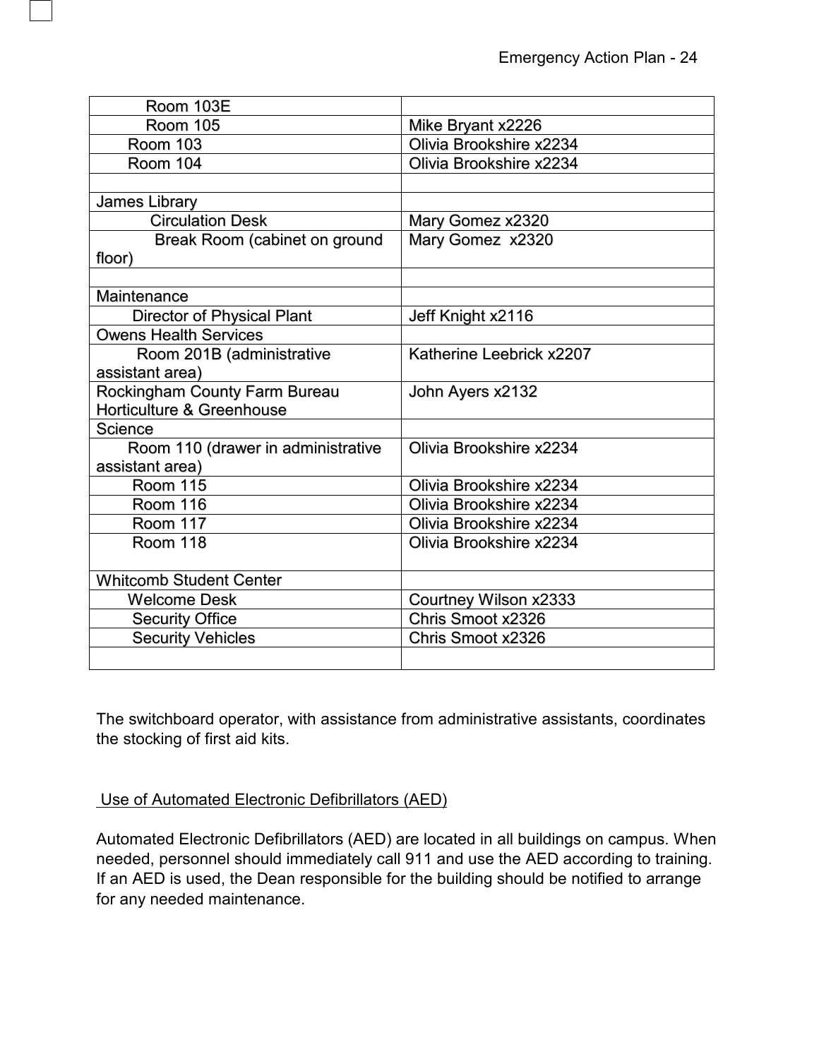| | |
|---|---|
| Room 103E | |
| Room 105 | Mike Bryant x2226 |
| Room 103 | Olivia Brookshire x2234 |
| Room 104 | Olivia Brookshire x2234 |
| | |
| James Library | |
| Circulation Desk | Mary Gomez x2320 |
| Break Room (cabinet on ground floor) | Mary Gomez x2320 |
| | |
| Maintenance | |
| Director of Physical Plant | Jeff Knight x2116 |
| Owens Health Services | |
| Room 201B (administrative assistant area) | Katherine Leebrick x2207 |
| Rockingham County Farm Bureau Horticulture & Greenhouse | John Ayers x2132 |
| Science | |
| Room 110 (drawer in administrative assistant area) | Olivia Brookshire x2234 |
| Room 115 | Olivia Brookshire x2234 |
| Room 116 | Olivia Brookshire x2234 |
| Room 117 | Olivia Brookshire x2234 |
| Room 118 | Olivia Brookshire x2234 |
| Whitcomb Student Center | |
| Welcome Desk | Courtney Wilson x2333 |
| Security Office | Chris Smoot x2326 |
| Security Vehicles | Chris Smoot x2326 |
| | |

The switchboard operator, with assistance from administrative assistants, coordinates the stocking of first aid kits.

Use of Automated Electronic Defibrillators (AED)

Automated Electronic Defibrillators (AED) are located in all buildings on campus. When needed, personnel should immediately call 911 and use the AED according to training. If an AED is used, the Dean responsible for the building should be notified to arrange for any needed maintenance.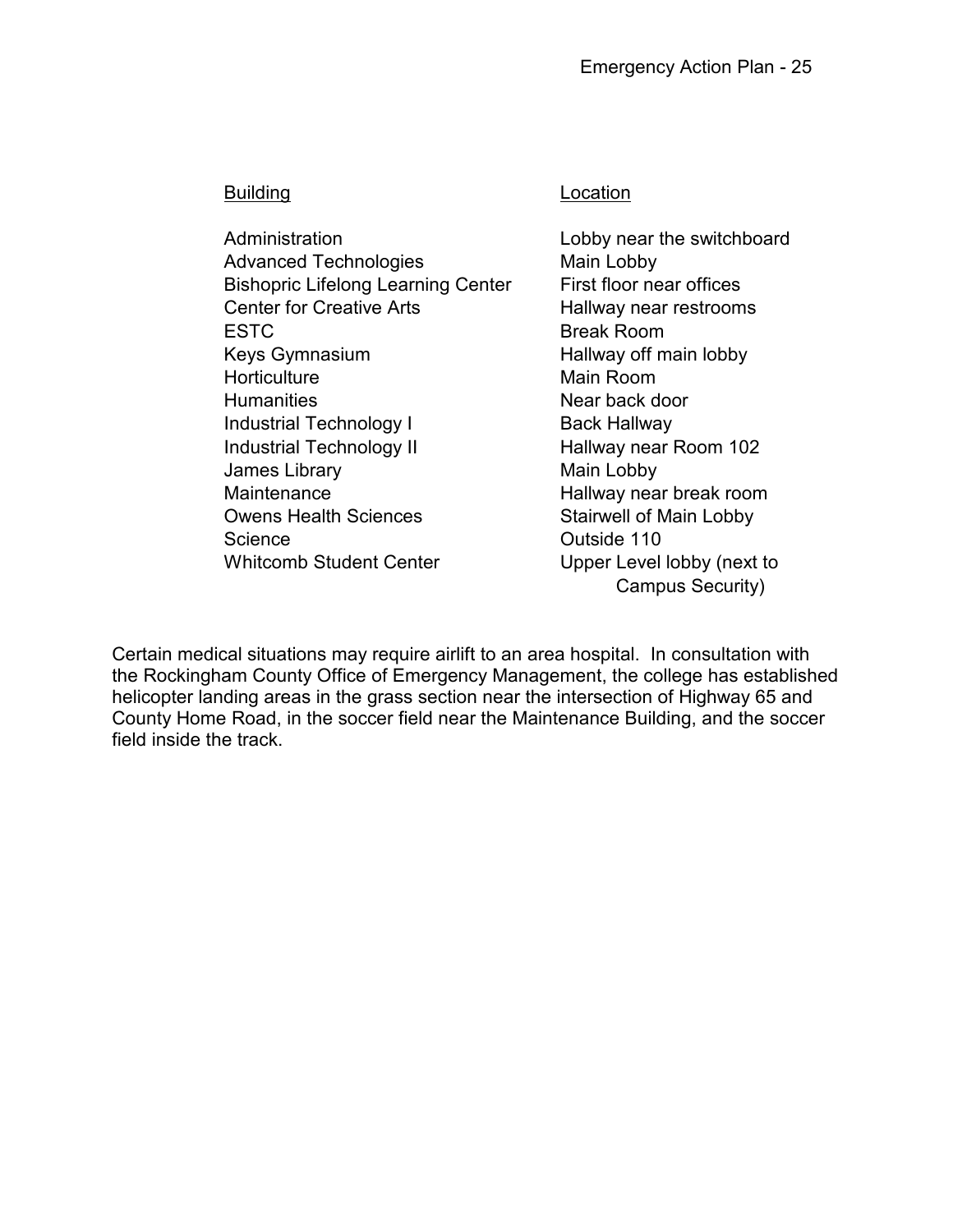| Building | Location |
| --- | --- |
| Administration | Lobby near the switchboard |
| Advanced Technologies | Main Lobby |
| Bishopric Lifelong Learning Center | First floor near offices |
| Center for Creative Arts | Hallway near restrooms |
| ESTC | Break Room |
| Keys Gymnasium | Hallway off main lobby |
| Horticulture | Main Room |
| Humanities | Near back door |
| Industrial Technology I | Back Hallway |
| Industrial Technology II | Hallway near Room 102 |
| James Library | Main Lobby |
| Maintenance | Hallway near break room |
| Owens Health Sciences | Stairwell of Main Lobby |
| Science | Outside 110 |
| Whitcomb Student Center | Upper Level lobby (next to Campus Security) |

Certain medical situations may require airlift to an area hospital. In consultation with the Rockingham County Office of Emergency Management, the college has established helicopter landing areas in the grass section near the intersection of Highway 65 and County Home Road, in the soccer field near the Maintenance Building, and the soccer field inside the track.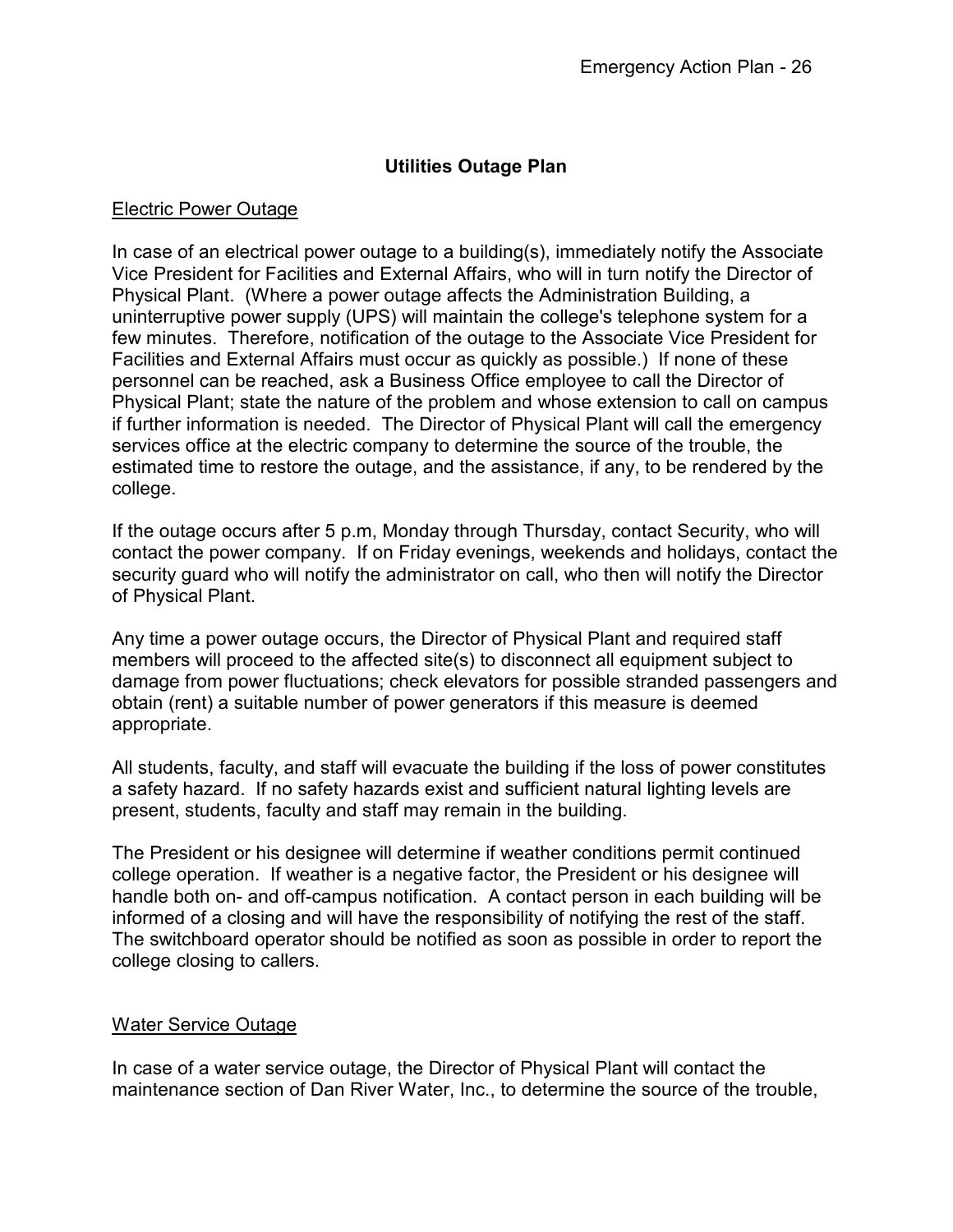## Utilities Outage Plan

### Electric Power Outage

In case of an electrical power outage to a building(s), immediately notify the Associate Vice President for Facilities and External Affairs, who will in turn notify the Director of Physical Plant. (Where a power outage affects the Administration Building, a uninterruptive power supply (UPS) will maintain the college's telephone system for a few minutes. Therefore, notification of the outage to the Associate Vice President for Facilities and External Affairs must occur as quickly as possible.) If none of these personnel can be reached, ask a Business Office employee to call the Director of Physical Plant; state the nature of the problem and whose extension to call on campus if further information is needed. The Director of Physical Plant will call the emergency services office at the electric company to determine the source of the trouble, the estimated time to restore the outage, and the assistance, if any, to be rendered by the college.

If the outage occurs after 5 p.m, Monday through Thursday, contact Security, who will contact the power company. If on Friday evenings, weekends and holidays, contact the security guard who will notify the administrator on call, who then will notify the Director of Physical Plant.

Any time a power outage occurs, the Director of Physical Plant and required staff members will proceed to the affected site(s) to disconnect all equipment subject to damage from power fluctuations; check elevators for possible stranded passengers and obtain (rent) a suitable number of power generators if this measure is deemed appropriate.

All students, faculty, and staff will evacuate the building if the loss of power constitutes a safety hazard. If no safety hazards exist and sufficient natural lighting levels are present, students, faculty and staff may remain in the building.

The President or his designee will determine if weather conditions permit continued college operation. If weather is a negative factor, the President or his designee will handle both on- and off-campus notification. A contact person in each building will be informed of a closing and will have the responsibility of notifying the rest of the staff. The switchboard operator should be notified as soon as possible in order to report the college closing to callers.

### Water Service Outage

In case of a water service outage, the Director of Physical Plant will contact the maintenance section of Dan River Water, Inc., to determine the source of the trouble,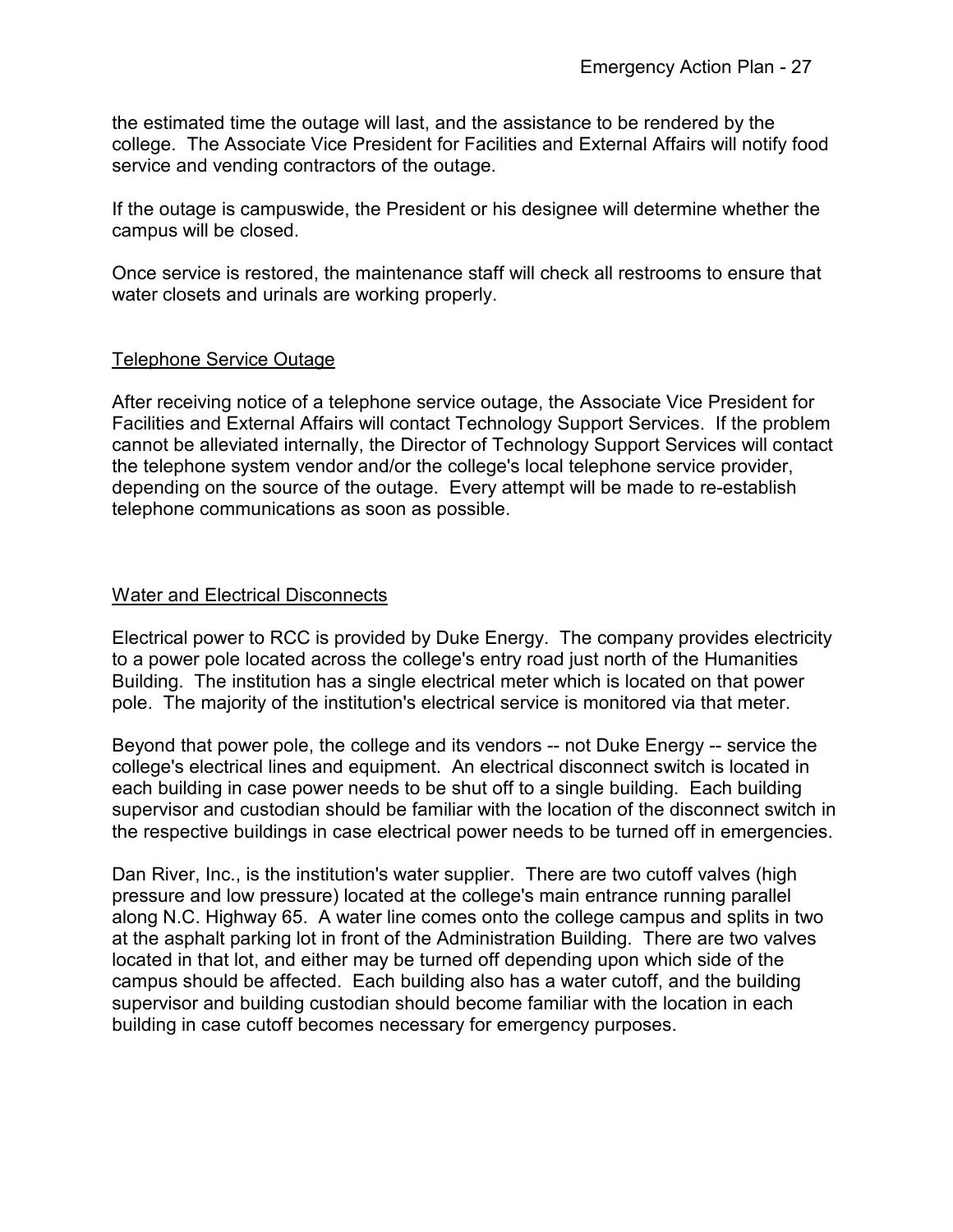the estimated time the outage will last, and the assistance to be rendered by the college. The Associate Vice President for Facilities and External Affairs will notify food service and vending contractors of the outage.

If the outage is campuswide, the President or his designee will determine whether the campus will be closed.

Once service is restored, the maintenance staff will check all restrooms to ensure that water closets and urinals are working properly.

## Telephone Service Outage

After receiving notice of a telephone service outage, the Associate Vice President for Facilities and External Affairs will contact Technology Support Services. If the problem cannot be alleviated internally, the Director of Technology Support Services will contact the telephone system vendor and/or the college's local telephone service provider, depending on the source of the outage. Every attempt will be made to re-establish telephone communications as soon as possible.

## Water and Electrical Disconnects

Electrical power to RCC is provided by Duke Energy. The company provides electricity to a power pole located across the college's entry road just north of the Humanities Building. The institution has a single electrical meter which is located on that power pole. The majority of the institution's electrical service is monitored via that meter.

Beyond that power pole, the college and its vendors -- not Duke Energy -- service the college's electrical lines and equipment. An electrical disconnect switch is located in each building in case power needs to be shut off to a single building. Each building supervisor and custodian should be familiar with the location of the disconnect switch in the respective buildings in case electrical power needs to be turned off in emergencies.

Dan River, Inc., is the institution's water supplier. There are two cutoff valves (high pressure and low pressure) located at the college's main entrance running parallel along N.C. Highway 65. A water line comes onto the college campus and splits in two at the asphalt parking lot in front of the Administration Building. There are two valves located in that lot, and either may be turned off depending upon which side of the campus should be affected. Each building also has a water cutoff, and the building supervisor and building custodian should become familiar with the location in each building in case cutoff becomes necessary for emergency purposes.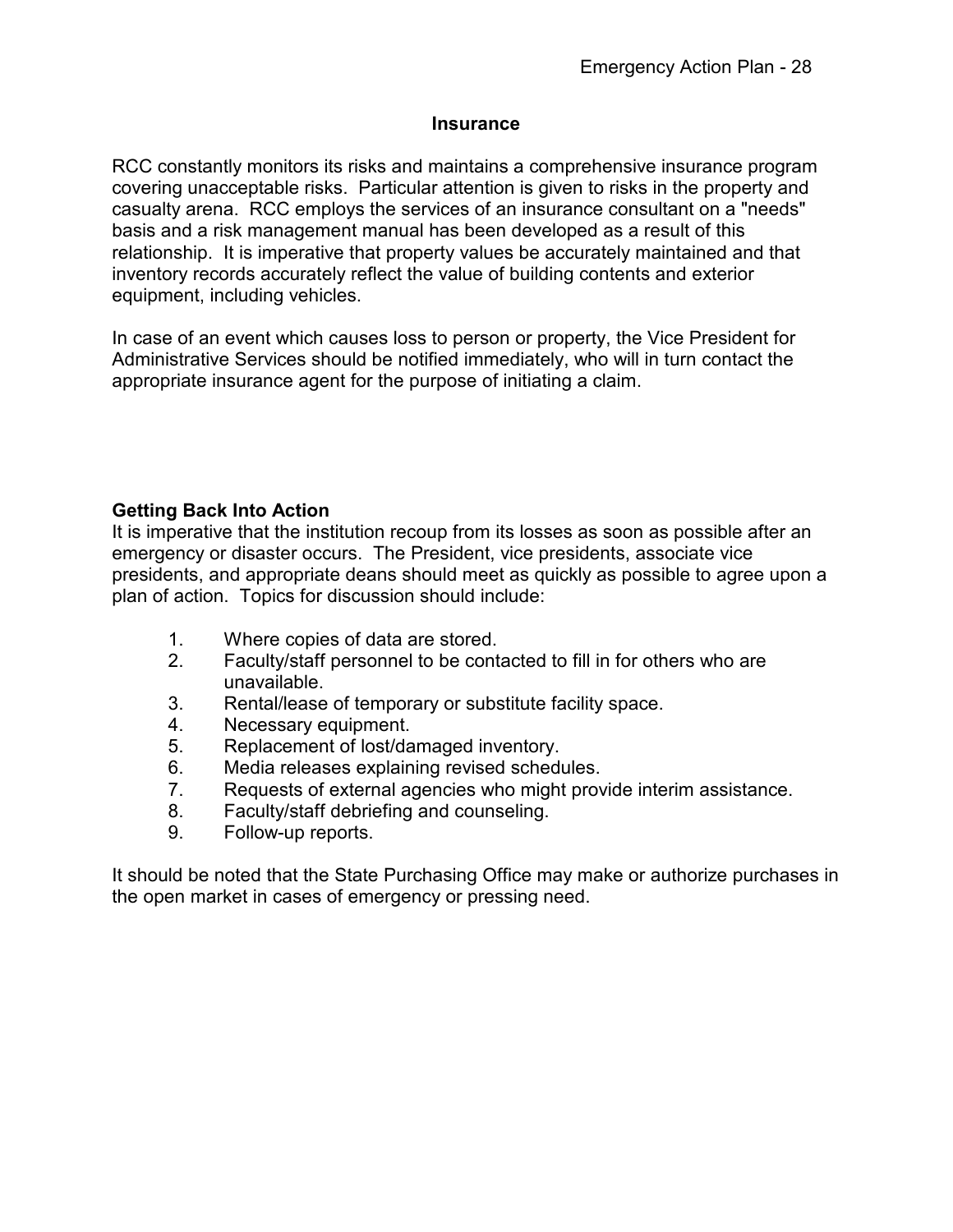## Insurance

RCC constantly monitors its risks and maintains a comprehensive insurance program covering unacceptable risks. Particular attention is given to risks in the property and casualty arena. RCC employs the services of an insurance consultant on a "needs" basis and a risk management manual has been developed as a result of this relationship. It is imperative that property values be accurately maintained and that inventory records accurately reflect the value of building contents and exterior equipment, including vehicles.

In case of an event which causes loss to person or property, the Vice President for Administrative Services should be notified immediately, who will in turn contact the appropriate insurance agent for the purpose of initiating a claim.

**Getting Back Into Action**

It is imperative that the institution recoup from its losses as soon as possible after an emergency or disaster occurs. The President, vice presidents, associate vice presidents, and appropriate deans should meet as quickly as possible to agree upon a plan of action. Topics for discussion should include:

1. Where copies of data are stored.
2. Faculty/staff personnel to be contacted to fill in for others who are unavailable.
3. Rental/lease of temporary or substitute facility space.
4. Necessary equipment.
5. Replacement of lost/damaged inventory.
6. Media releases explaining revised schedules.
7. Requests of external agencies who might provide interim assistance.
8. Faculty/staff debriefing and counseling.
9. Follow-up reports.

It should be noted that the State Purchasing Office may make or authorize purchases in the open market in cases of emergency or pressing need.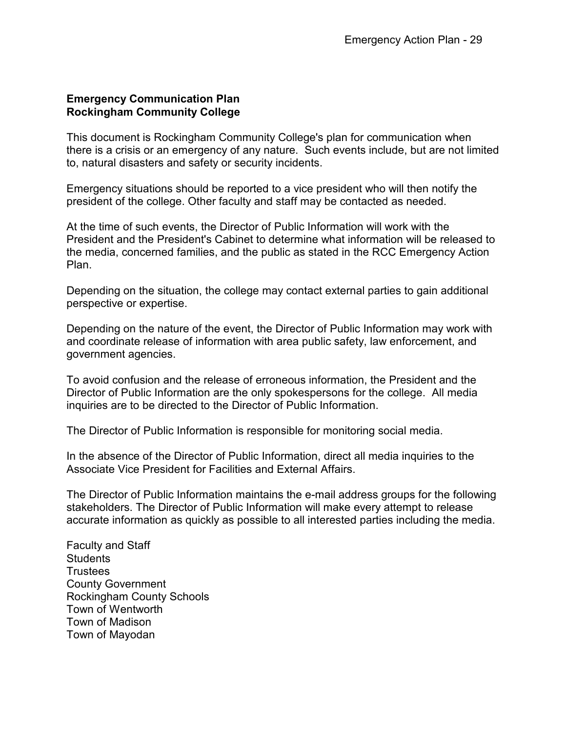**Emergency Communication Plan**
**Rockingham Community College**

This document is Rockingham Community College's plan for communication when there is a crisis or an emergency of any nature. Such events include, but are not limited to, natural disasters and safety or security incidents.

Emergency situations should be reported to a vice president who will then notify the president of the college. Other faculty and staff may be contacted as needed.

At the time of such events, the Director of Public Information will work with the President and the President's Cabinet to determine what information will be released to the media, concerned families, and the public as stated in the RCC Emergency Action Plan.

Depending on the situation, the college may contact external parties to gain additional perspective or expertise.

Depending on the nature of the event, the Director of Public Information may work with and coordinate release of information with area public safety, law enforcement, and government agencies.

To avoid confusion and the release of erroneous information, the President and the Director of Public Information are the only spokespersons for the college. All media inquiries are to be directed to the Director of Public Information.

The Director of Public Information is responsible for monitoring social media.

In the absence of the Director of Public Information, direct all media inquiries to the Associate Vice President for Facilities and External Affairs.

The Director of Public Information maintains the e-mail address groups for the following stakeholders. The Director of Public Information will make every attempt to release accurate information as quickly as possible to all interested parties including the media.

Faculty and Staff
Students
Trustees
County Government
Rockingham County Schools
Town of Wentworth
Town of Madison
Town of Mayodan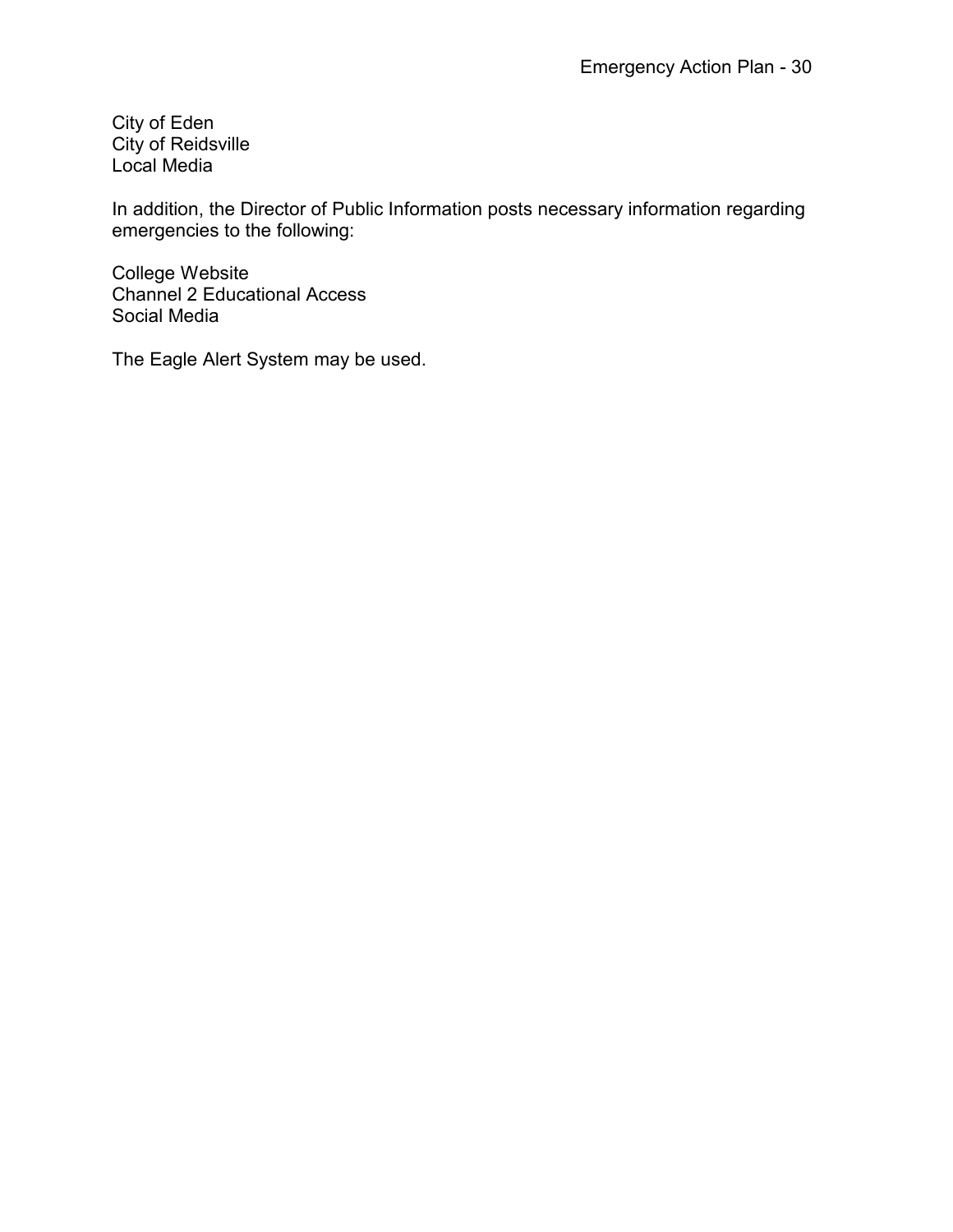City of Eden
City of Reidsville
Local Media

In addition, the Director of Public Information posts necessary information regarding emergencies to the following:

College Website
Channel 2 Educational Access
Social Media

The Eagle Alert System may be used.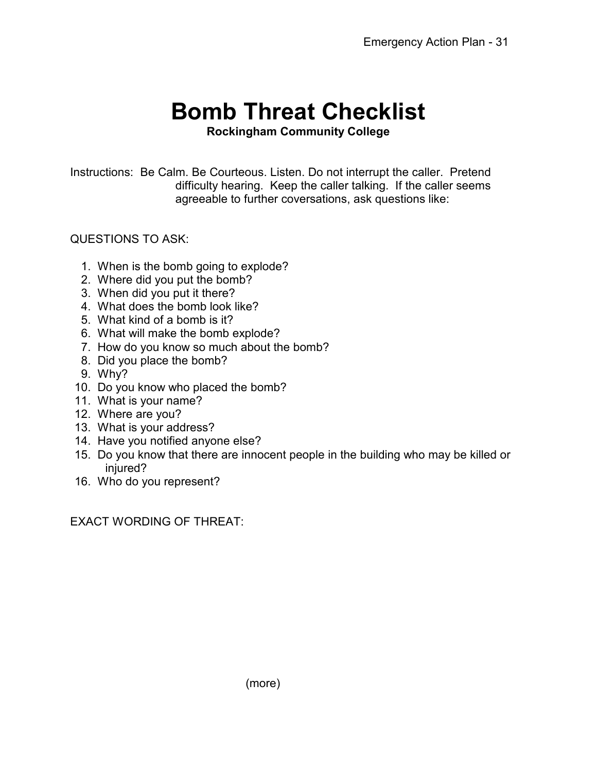# Bomb Threat Checklist

**Rockingham Community College**

Instructions: Be Calm. Be Courteous. Listen. Do not interrupt the caller. Pretend difficulty hearing. Keep the caller talking. If the caller seems agreeable to further coversations, ask questions like:

QUESTIONS TO ASK:

1. When is the bomb going to explode?
2. Where did you put the bomb?
3. When did you put it there?
4. What does the bomb look like?
5. What kind of a bomb is it?
6. What will make the bomb explode?
7. How do you know so much about the bomb?
8. Did you place the bomb?
9. Why?
10. Do you know who placed the bomb?
11. What is your name?
12. Where are you?
13. What is your address?
14. Have you notified anyone else?
15. Do you know that there are innocent people in the building who may be killed or injured?
16. Who do you represent?

EXACT WORDING OF THREAT:

(more)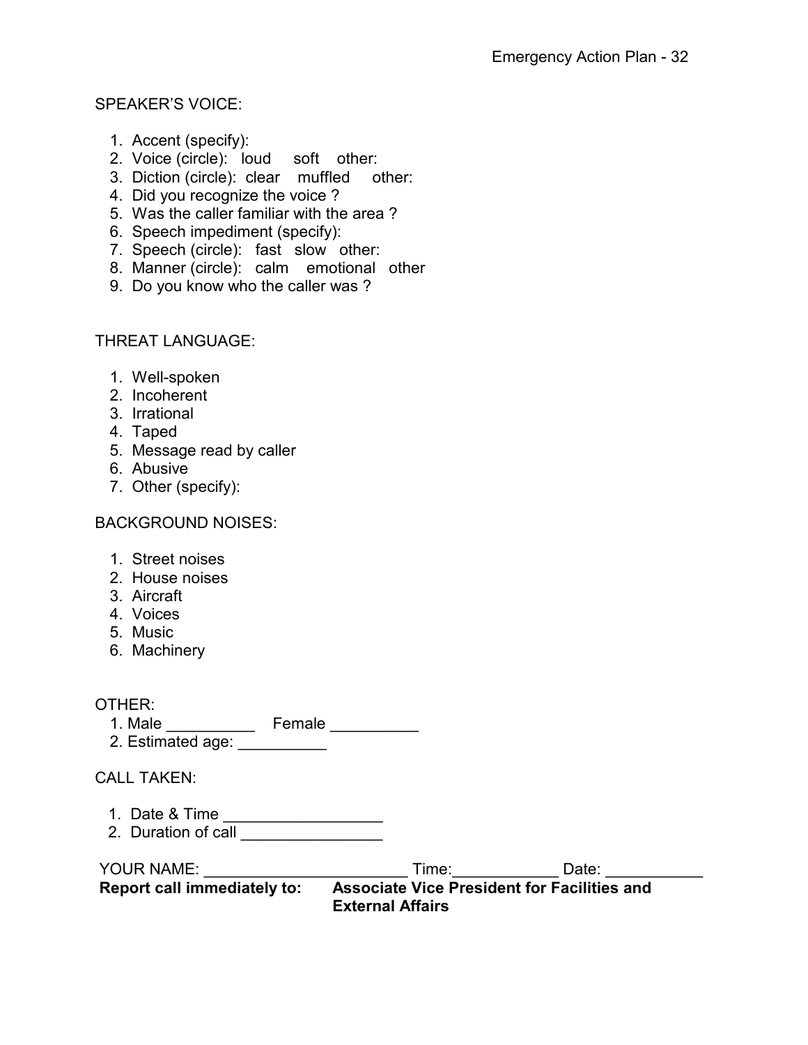SPEAKER'S VOICE:

1. Accent (specify):
2. Voice (circle): loud soft other:
3. Diction (circle): clear muffled other:
4. Did you recognize the voice ?
5. Was the caller familiar with the area ?
6. Speech impediment (specify):
7. Speech (circle): fast slow other:
8. Manner (circle): calm emotional other
9. Do you know who the caller was ?

THREAT LANGUAGE:

1. Well-spoken
2. Incoherent
3. Irrational
4. Taped
5. Message read by caller
6. Abusive
7. Other (specify):

BACKGROUND NOISES:

1. Street noises
2. House noises
3. Aircraft
4. Voices
5. Music
6. Machinery

OTHER:

1. Male __________ Female __________
2. Estimated age: __________

CALL TAKEN:

1. Date & Time __________________
2. Duration of call ________________

YOUR NAME: ________________________ Time:____________ Date: ___________

**Report call immediately to:** **Associate Vice President for Facilities and External Affairs**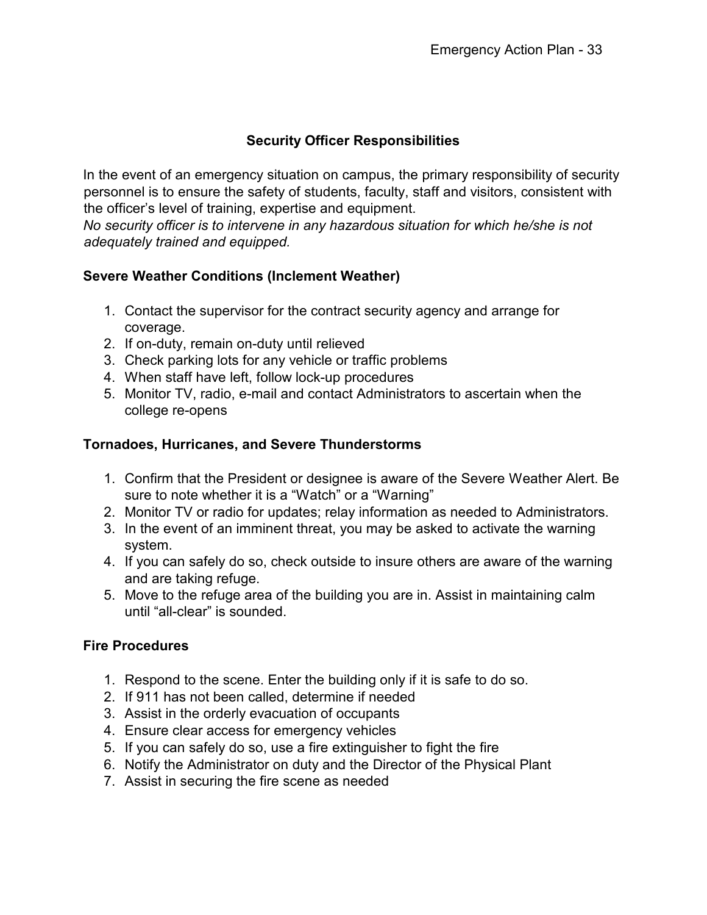## Security Officer Responsibilities

In the event of an emergency situation on campus, the primary responsibility of security personnel is to ensure the safety of students, faculty, staff and visitors, consistent with the officer's level of training, expertise and equipment.
*No security officer is to intervene in any hazardous situation for which he/she is not adequately trained and equipped.*

### Severe Weather Conditions (Inclement Weather)

1. Contact the supervisor for the contract security agency and arrange for coverage.
2. If on-duty, remain on-duty until relieved
3. Check parking lots for any vehicle or traffic problems
4. When staff have left, follow lock-up procedures
5. Monitor TV, radio, e-mail and contact Administrators to ascertain when the college re-opens

### Tornadoes, Hurricanes, and Severe Thunderstorms

1. Confirm that the President or designee is aware of the Severe Weather Alert. Be sure to note whether it is a "Watch" or a "Warning"
2. Monitor TV or radio for updates; relay information as needed to Administrators.
3. In the event of an imminent threat, you may be asked to activate the warning system.
4. If you can safely do so, check outside to insure others are aware of the warning and are taking refuge.
5. Move to the refuge area of the building you are in. Assist in maintaining calm until "all-clear" is sounded.

### Fire Procedures

1. Respond to the scene. Enter the building only if it is safe to do so.
2. If 911 has not been called, determine if needed
3. Assist in the orderly evacuation of occupants
4. Ensure clear access for emergency vehicles
5. If you can safely do so, use a fire extinguisher to fight the fire
6. Notify the Administrator on duty and the Director of the Physical Plant
7. Assist in securing the fire scene as needed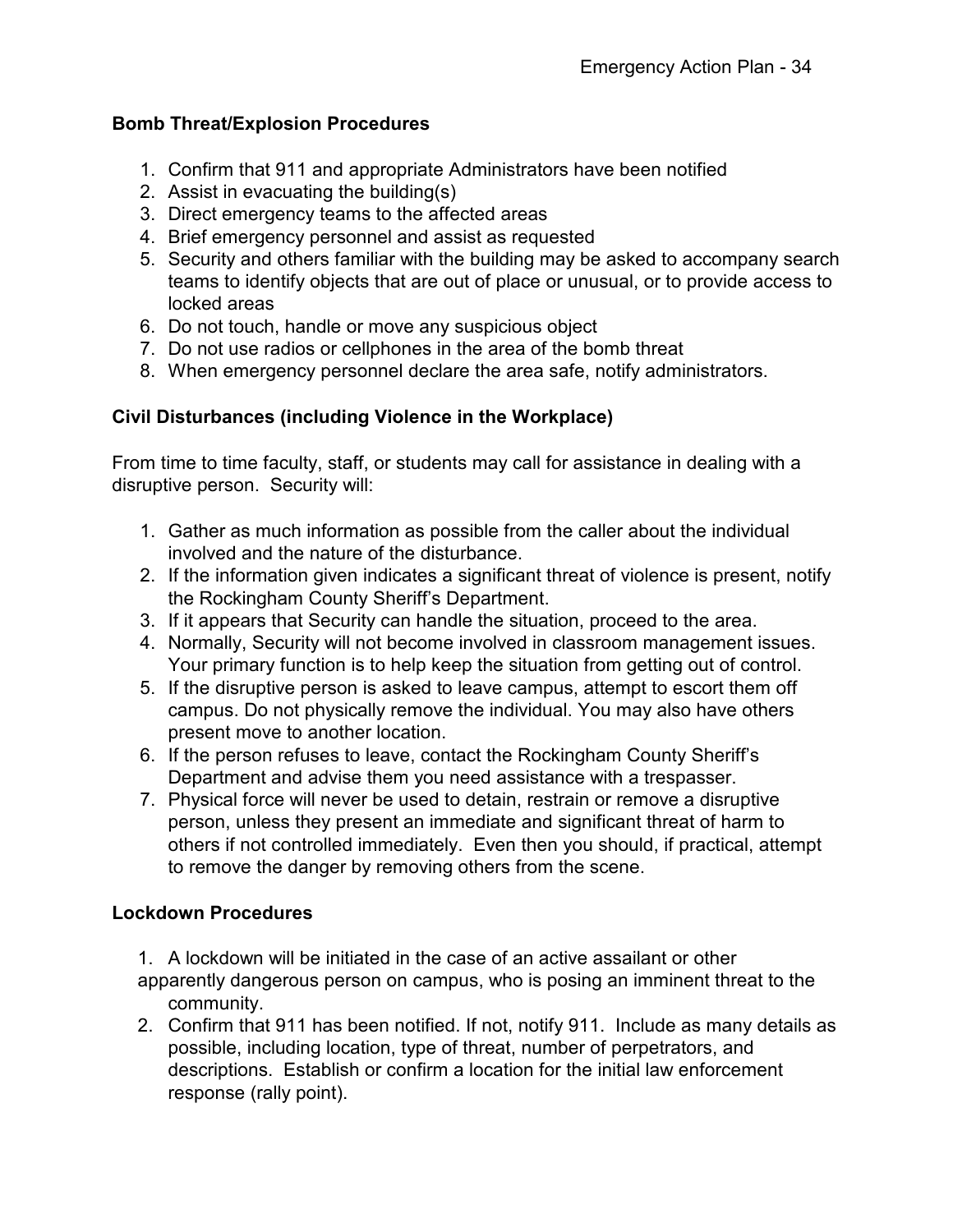**Bomb Threat/Explosion Procedures**

1. Confirm that 911 and appropriate Administrators have been notified
2. Assist in evacuating the building(s)
3. Direct emergency teams to the affected areas
4. Brief emergency personnel and assist as requested
5. Security and others familiar with the building may be asked to accompany search teams to identify objects that are out of place or unusual, or to provide access to locked areas
6. Do not touch, handle or move any suspicious object
7. Do not use radios or cellphones in the area of the bomb threat
8. When emergency personnel declare the area safe, notify administrators.

**Civil Disturbances (including Violence in the Workplace)**

From time to time faculty, staff, or students may call for assistance in dealing with a disruptive person. Security will:

1. Gather as much information as possible from the caller about the individual involved and the nature of the disturbance.
2. If the information given indicates a significant threat of violence is present, notify the Rockingham County Sheriff's Department.
3. If it appears that Security can handle the situation, proceed to the area.
4. Normally, Security will not become involved in classroom management issues. Your primary function is to help keep the situation from getting out of control.
5. If the disruptive person is asked to leave campus, attempt to escort them off campus. Do not physically remove the individual. You may also have others present move to another location.
6. If the person refuses to leave, contact the Rockingham County Sheriff's Department and advise them you need assistance with a trespasser.
7. Physical force will never be used to detain, restrain or remove a disruptive person, unless they present an immediate and significant threat of harm to others if not controlled immediately. Even then you should, if practical, attempt to remove the danger by removing others from the scene.

**Lockdown Procedures**

1. A lockdown will be initiated in the case of an active assailant or other apparently dangerous person on campus, who is posing an imminent threat to the community.
2. Confirm that 911 has been notified. If not, notify 911. Include as many details as possible, including location, type of threat, number of perpetrators, and descriptions. Establish or confirm a location for the initial law enforcement response (rally point).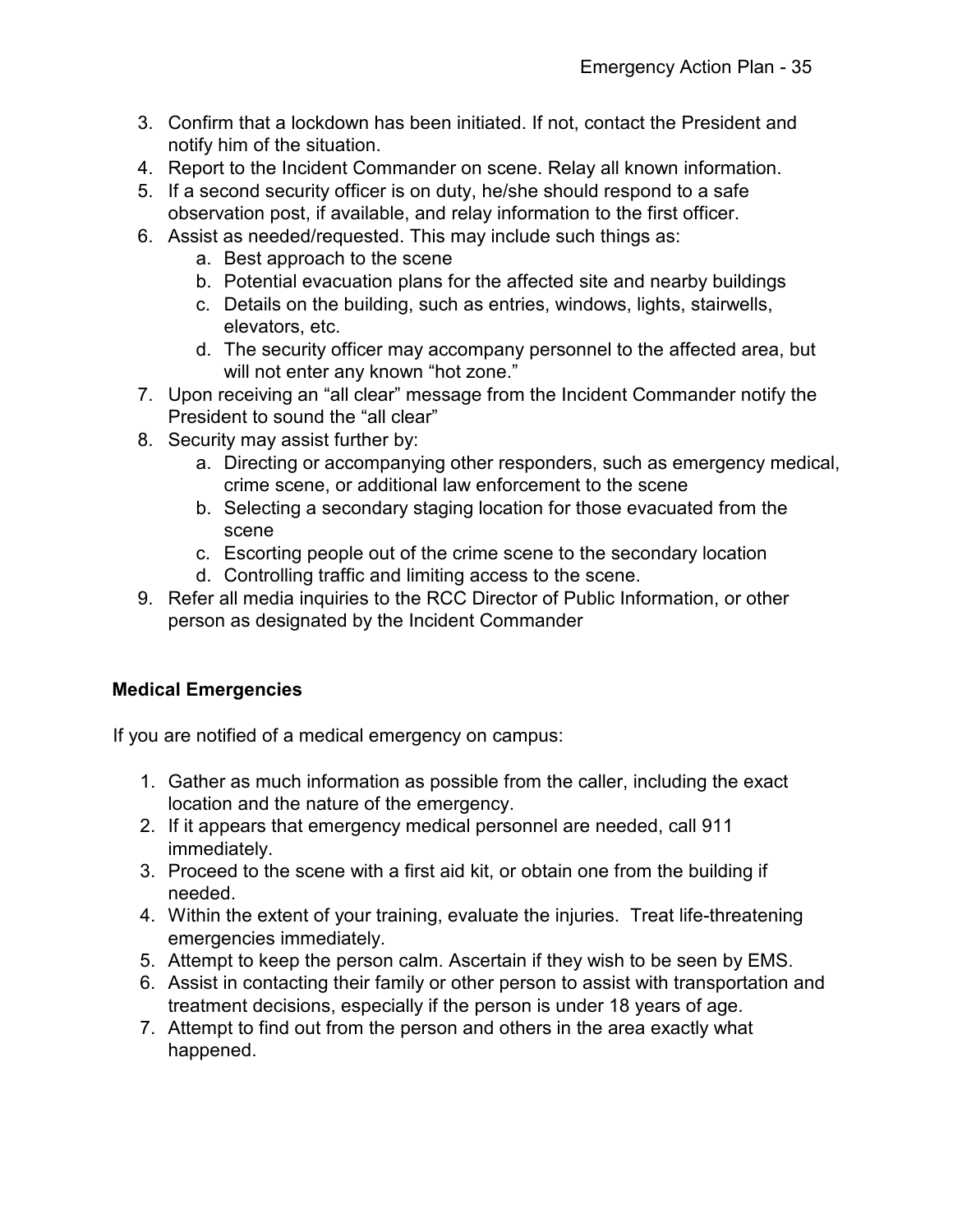3. Confirm that a lockdown has been initiated. If not, contact the President and notify him of the situation.
4. Report to the Incident Commander on scene. Relay all known information.
5. If a second security officer is on duty, he/she should respond to a safe observation post, if available, and relay information to the first officer.
6. Assist as needed/requested. This may include such things as:
   a. Best approach to the scene
   b. Potential evacuation plans for the affected site and nearby buildings
   c. Details on the building, such as entries, windows, lights, stairwells, elevators, etc.
   d. The security officer may accompany personnel to the affected area, but will not enter any known "hot zone."
7. Upon receiving an "all clear" message from the Incident Commander notify the President to sound the "all clear"
8. Security may assist further by:
   a. Directing or accompanying other responders, such as emergency medical, crime scene, or additional law enforcement to the scene
   b. Selecting a secondary staging location for those evacuated from the scene
   c. Escorting people out of the crime scene to the secondary location
   d. Controlling traffic and limiting access to the scene.
9. Refer all media inquiries to the RCC Director of Public Information, or other person as designated by the Incident Commander

**Medical Emergencies**

If you are notified of a medical emergency on campus:

1. Gather as much information as possible from the caller, including the exact location and the nature of the emergency.
2. If it appears that emergency medical personnel are needed, call 911 immediately.
3. Proceed to the scene with a first aid kit, or obtain one from the building if needed.
4. Within the extent of your training, evaluate the injuries. Treat life-threatening emergencies immediately.
5. Attempt to keep the person calm. Ascertain if they wish to be seen by EMS.
6. Assist in contacting their family or other person to assist with transportation and treatment decisions, especially if the person is under 18 years of age.
7. Attempt to find out from the person and others in the area exactly what happened.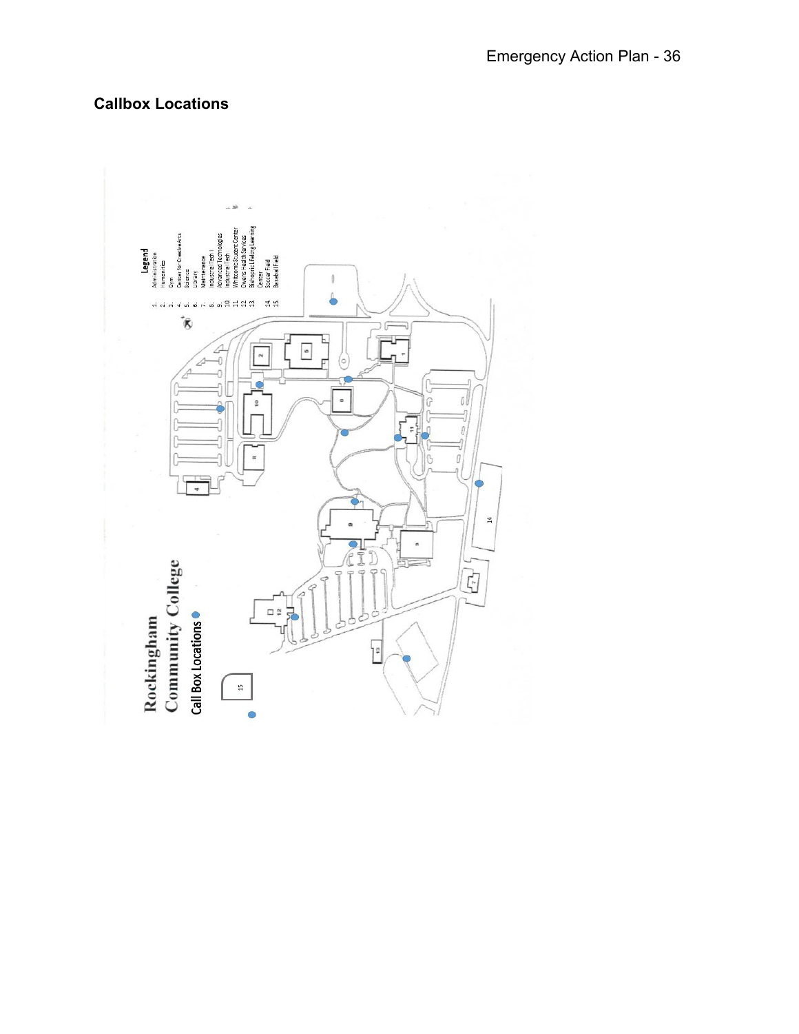## Callbox Locations

Rockingham Community College

Call Box Locations

Legend

1. Administration
2. Humanities
3. Gym
4. Center for Creative Arts
5. Science
6. Library
7. Maintenance
8. Industrial Tech I
9. Advanced Technologies
10. Industrial Tech
11. Whitcomb Student Center
12. Owens Health Services
13. Bishopric Lifelong Learning Center
14. Soccer Field
15. Baseball Field